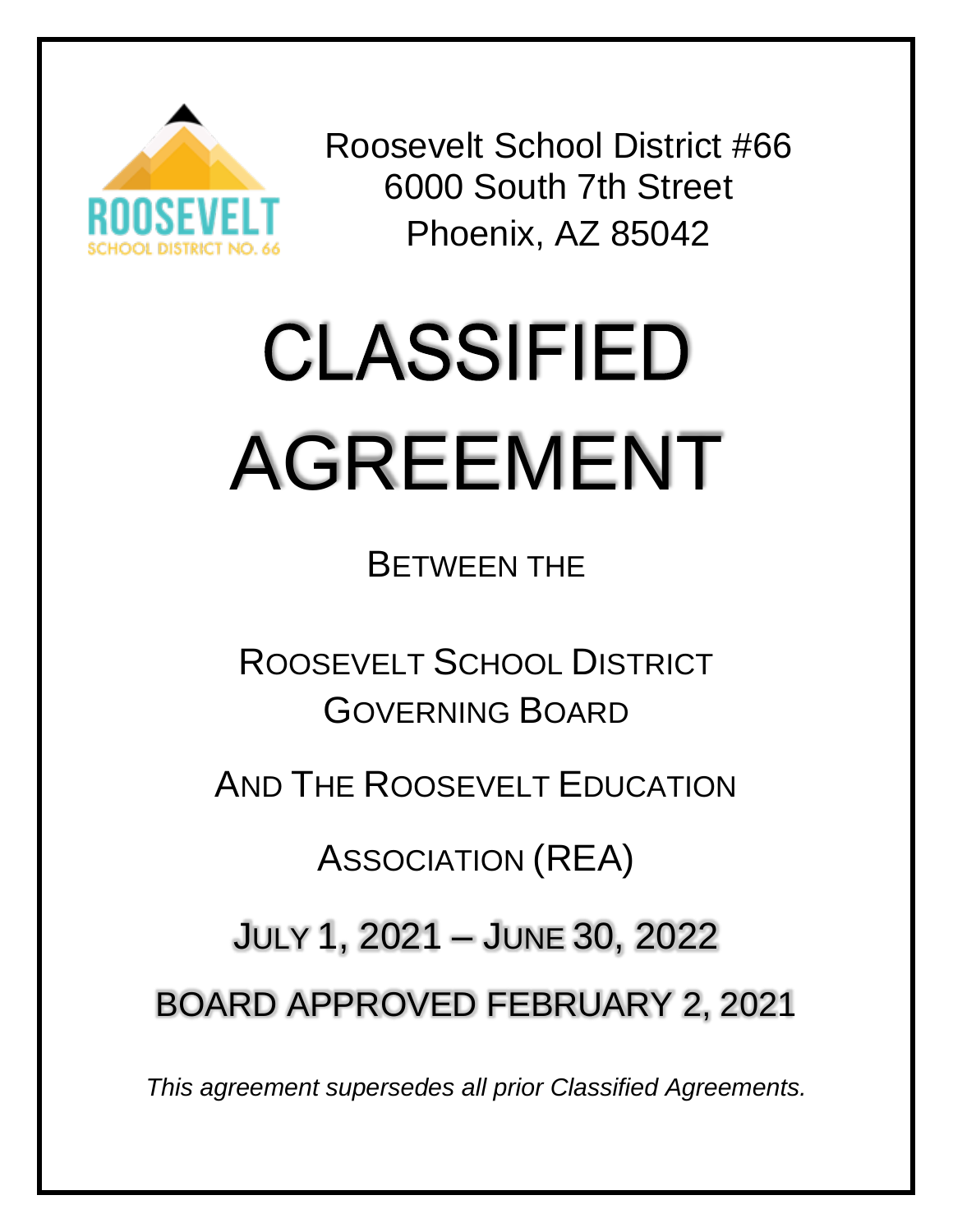Roosevelt School District #66
6000 South 7th Street
Phoenix, AZ 85042

# CLASSIFIED AGREEMENT

BETWEEN THE

ROOSEVELT SCHOOL DISTRICT GOVERNING BOARD

AND THE ROOSEVELT EDUCATION ASSOCIATION (REA)

JULY 1, 2021 – JUNE 30, 2022

BOARD APPROVED FEBRUARY 2, 2021

*This agreement supersedes all prior Classified Agreements.*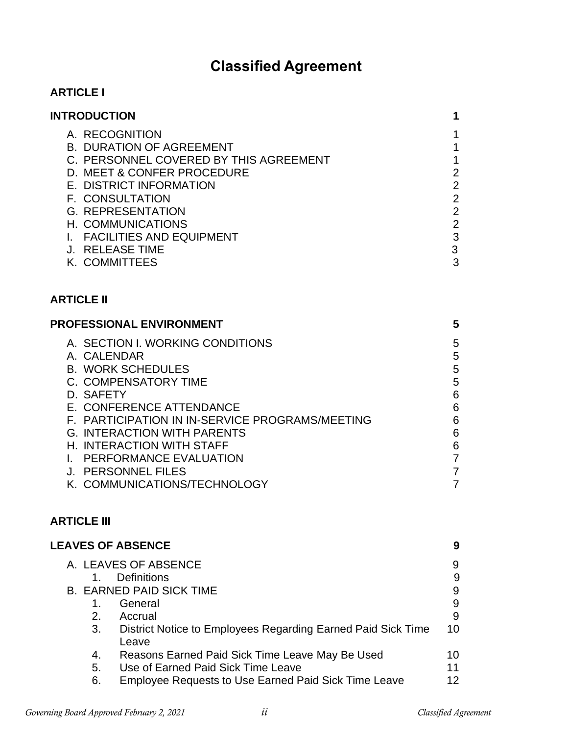# Classified Agreement

**ARTICLE I**

| **INTRODUCTION** | **1** |
|---|---|
| A. RECOGNITION | 1 |
| B. DURATION OF AGREEMENT | 1 |
| C. PERSONNEL COVERED BY THIS AGREEMENT | 1 |
| D. MEET & CONFER PROCEDURE | 2 |
| E. DISTRICT INFORMATION | 2 |
| F. CONSULTATION | 2 |
| G. REPRESENTATION | 2 |
| H. COMMUNICATIONS | 2 |
| I. FACILITIES AND EQUIPMENT | 3 |
| J. RELEASE TIME | 3 |
| K. COMMITTEES | 3 |

**ARTICLE II**

| **PROFESSIONAL ENVIRONMENT** | **5** |
|---|---|
| A. SECTION I. WORKING CONDITIONS | 5 |
| A. CALENDAR | 5 |
| B. WORK SCHEDULES | 5 |
| C. COMPENSATORY TIME | 5 |
| D. SAFETY | 6 |
| E. CONFERENCE ATTENDANCE | 6 |
| F. PARTICIPATION IN IN-SERVICE PROGRAMS/MEETING | 6 |
| G. INTERACTION WITH PARENTS | 6 |
| H. INTERACTION WITH STAFF | 6 |
| I. PERFORMANCE EVALUATION | 7 |
| J. PERSONNEL FILES | 7 |
| K. COMMUNICATIONS/TECHNOLOGY | 7 |

**ARTICLE III**

| **LEAVES OF ABSENCE** | **9** |
|---|---|
| A. LEAVES OF ABSENCE | 9 |
| 1. Definitions | 9 |
| B. EARNED PAID SICK TIME | 9 |
| 1. General | 9 |
| 2. Accrual | 9 |
| 3. District Notice to Employees Regarding Earned Paid Sick Time Leave | 10 |
| 4. Reasons Earned Paid Sick Time Leave May Be Used | 10 |
| 5. Use of Earned Paid Sick Time Leave | 11 |
| 6. Employee Requests to Use Earned Paid Sick Time Leave | 12 |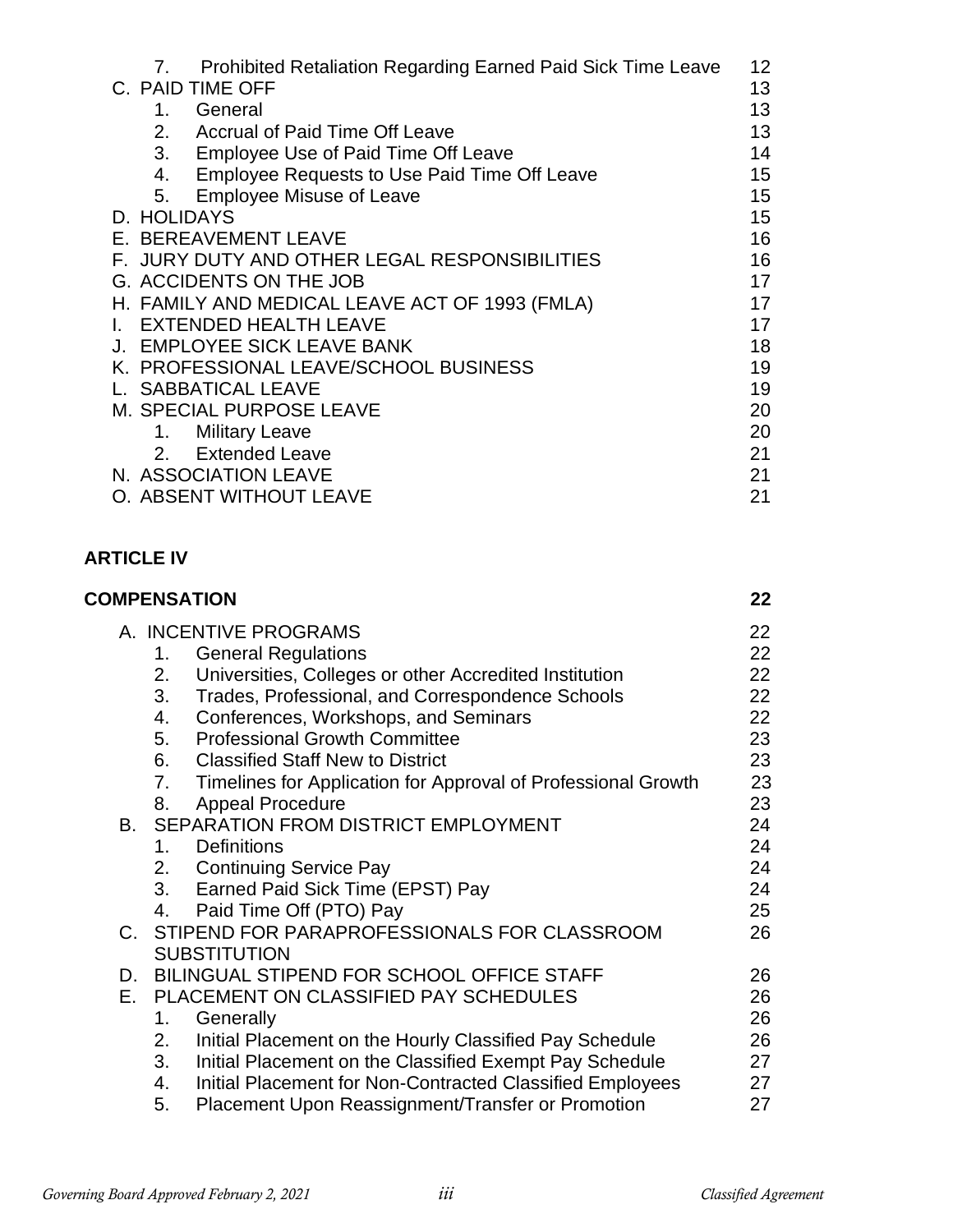| | | |
|---|---|---|
| | 7. Prohibited Retaliation Regarding Earned Paid Sick Time Leave | 12 |
| C. PAID TIME OFF | | 13 |
| | 1. General | 13 |
| | 2. Accrual of Paid Time Off Leave | 13 |
| | 3. Employee Use of Paid Time Off Leave | 14 |
| | 4. Employee Requests to Use Paid Time Off Leave | 15 |
| | 5. Employee Misuse of Leave | 15 |
| D. HOLIDAYS | | 15 |
| E. BEREAVEMENT LEAVE | | 16 |
| F. JURY DUTY AND OTHER LEGAL RESPONSIBILITIES | | 16 |
| G. ACCIDENTS ON THE JOB | | 17 |
| H. FAMILY AND MEDICAL LEAVE ACT OF 1993 (FMLA) | | 17 |
| I. EXTENDED HEALTH LEAVE | | 17 |
| J. EMPLOYEE SICK LEAVE BANK | | 18 |
| K. PROFESSIONAL LEAVE/SCHOOL BUSINESS | | 19 |
| L. SABBATICAL LEAVE | | 19 |
| M. SPECIAL PURPOSE LEAVE | | 20 |
| | 1. Military Leave | 20 |
| | 2. Extended Leave | 21 |
| N. ASSOCIATION LEAVE | | 21 |
| O. ABSENT WITHOUT LEAVE | | 21 |

**ARTICLE IV**

**COMPENSATION** **22**

| | | |
|---|---|---|
| A. INCENTIVE PROGRAMS | | 22 |
| | 1. General Regulations | 22 |
| | 2. Universities, Colleges or other Accredited Institution | 22 |
| | 3. Trades, Professional, and Correspondence Schools | 22 |
| | 4. Conferences, Workshops, and Seminars | 22 |
| | 5. Professional Growth Committee | 23 |
| | 6. Classified Staff New to District | 23 |
| | 7. Timelines for Application for Approval of Professional Growth | 23 |
| | 8. Appeal Procedure | 23 |
| B. SEPARATION FROM DISTRICT EMPLOYMENT | | 24 |
| | 1. Definitions | 24 |
| | 2. Continuing Service Pay | 24 |
| | 3. Earned Paid Sick Time (EPST) Pay | 24 |
| | 4. Paid Time Off (PTO) Pay | 25 |
| C. STIPEND FOR PARAPROFESSIONALS FOR CLASSROOM SUBSTITUTION | | 26 |
| D. BILINGUAL STIPEND FOR SCHOOL OFFICE STAFF | | 26 |
| E. PLACEMENT ON CLASSIFIED PAY SCHEDULES | | 26 |
| | 1. Generally | 26 |
| | 2. Initial Placement on the Hourly Classified Pay Schedule | 26 |
| | 3. Initial Placement on the Classified Exempt Pay Schedule | 27 |
| | 4. Initial Placement for Non-Contracted Classified Employees | 27 |
| | 5. Placement Upon Reassignment/Transfer or Promotion | 27 |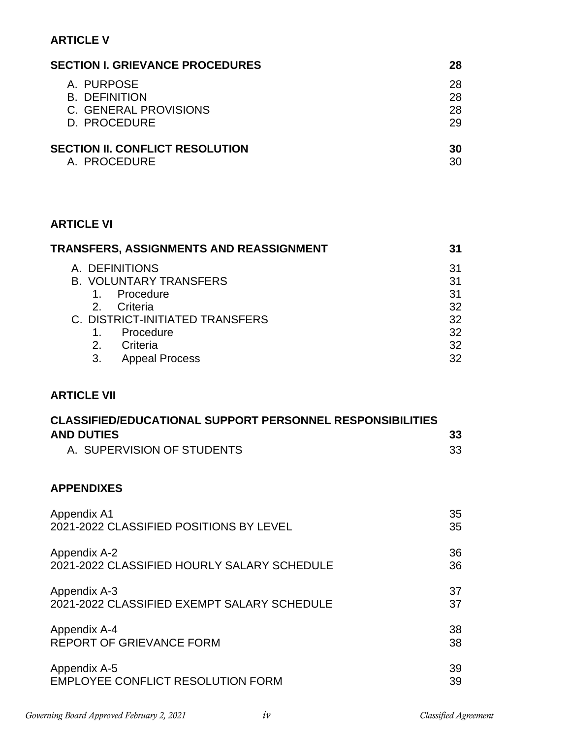**ARTICLE V**

| | |
|---|---|
| **SECTION I. GRIEVANCE PROCEDURES** | **28** |
| A. PURPOSE | 28 |
| B. DEFINITION | 28 |
| C. GENERAL PROVISIONS | 28 |
| D. PROCEDURE | 29 |
| **SECTION II. CONFLICT RESOLUTION** | **30** |
| A. PROCEDURE | 30 |

**ARTICLE VI**

| | |
|---|---|
| **TRANSFERS, ASSIGNMENTS AND REASSIGNMENT** | **31** |
| A. DEFINITIONS | 31 |
| B. VOLUNTARY TRANSFERS | 31 |
| 1. Procedure | 31 |
| 2. Criteria | 32 |
| C. DISTRICT-INITIATED TRANSFERS | 32 |
| 1. Procedure | 32 |
| 2. Criteria | 32 |
| 3. Appeal Process | 32 |

**ARTICLE VII**

| | |
|---|---|
| **CLASSIFIED/EDUCATIONAL SUPPORT PERSONNEL RESPONSIBILITIES AND DUTIES** | **33** |
| A. SUPERVISION OF STUDENTS | 33 |

**APPENDIXES**

| | |
|---|---|
| Appendix A1 | 35 |
| 2021-2022 CLASSIFIED POSITIONS BY LEVEL | 35 |
| Appendix A-2 | 36 |
| 2021-2022 CLASSIFIED HOURLY SALARY SCHEDULE | 36 |
| Appendix A-3 | 37 |
| 2021-2022 CLASSIFIED EXEMPT SALARY SCHEDULE | 37 |
| Appendix A-4 | 38 |
| REPORT OF GRIEVANCE FORM | 38 |
| Appendix A-5 | 39 |
| EMPLOYEE CONFLICT RESOLUTION FORM | 39 |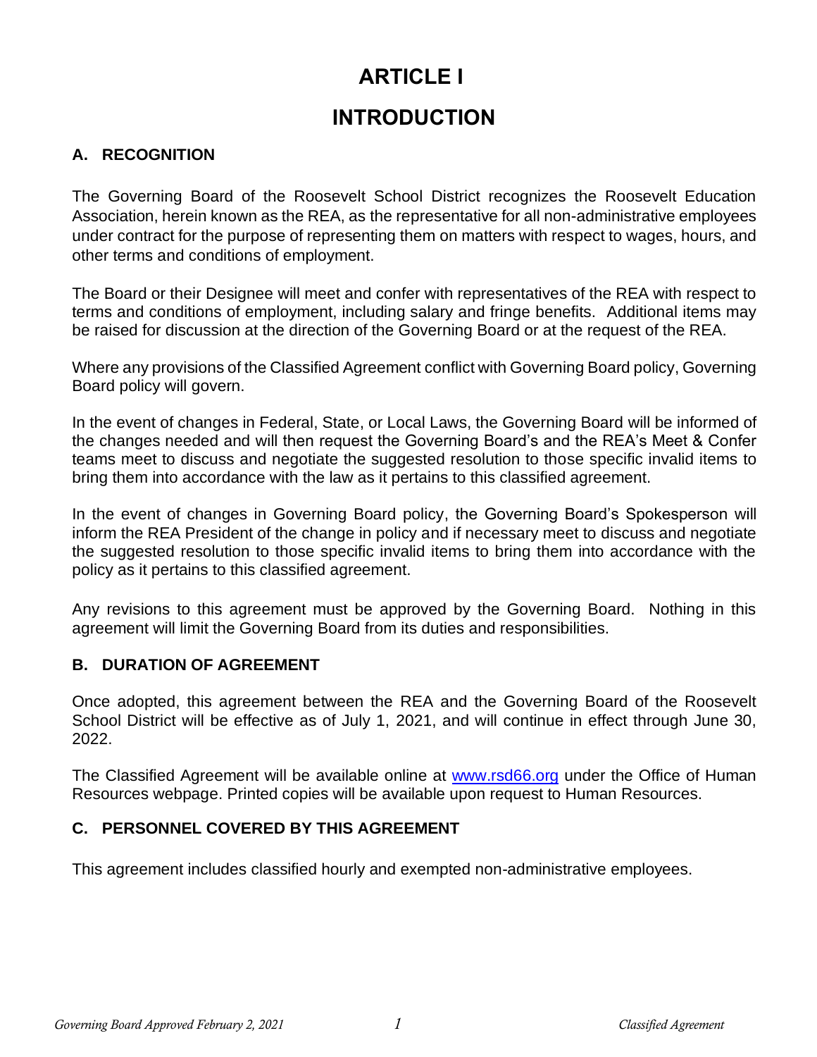# ARTICLE I

# INTRODUCTION

## A. RECOGNITION

The Governing Board of the Roosevelt School District recognizes the Roosevelt Education Association, herein known as the REA, as the representative for all non-administrative employees under contract for the purpose of representing them on matters with respect to wages, hours, and other terms and conditions of employment.

The Board or their Designee will meet and confer with representatives of the REA with respect to terms and conditions of employment, including salary and fringe benefits. Additional items may be raised for discussion at the direction of the Governing Board or at the request of the REA.

Where any provisions of the Classified Agreement conflict with Governing Board policy, Governing Board policy will govern.

In the event of changes in Federal, State, or Local Laws, the Governing Board will be informed of the changes needed and will then request the Governing Board's and the REA's Meet & Confer teams meet to discuss and negotiate the suggested resolution to those specific invalid items to bring them into accordance with the law as it pertains to this classified agreement.

In the event of changes in Governing Board policy, the Governing Board's Spokesperson will inform the REA President of the change in policy and if necessary meet to discuss and negotiate the suggested resolution to those specific invalid items to bring them into accordance with the policy as it pertains to this classified agreement.

Any revisions to this agreement must be approved by the Governing Board. Nothing in this agreement will limit the Governing Board from its duties and responsibilities.

## B. DURATION OF AGREEMENT

Once adopted, this agreement between the REA and the Governing Board of the Roosevelt School District will be effective as of July 1, 2021, and will continue in effect through June 30, 2022.

The Classified Agreement will be available online at [www.rsd66.org](http://www.rsd66.org) under the Office of Human Resources webpage. Printed copies will be available upon request to Human Resources.

## C. PERSONNEL COVERED BY THIS AGREEMENT

This agreement includes classified hourly and exempted non-administrative employees.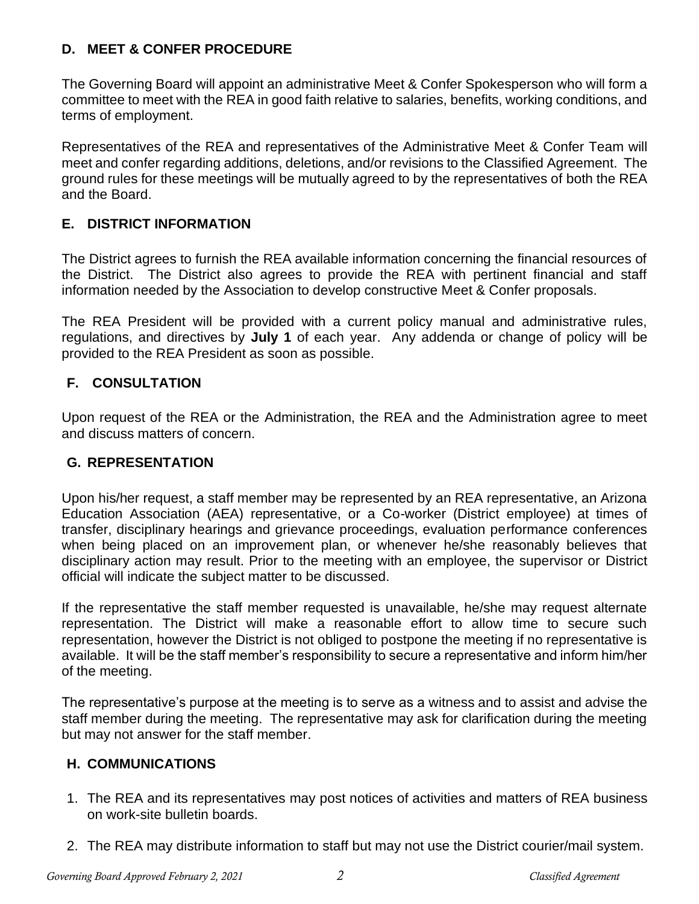## D. MEET & CONFER PROCEDURE

The Governing Board will appoint an administrative Meet & Confer Spokesperson who will form a committee to meet with the REA in good faith relative to salaries, benefits, working conditions, and terms of employment.

Representatives of the REA and representatives of the Administrative Meet & Confer Team will meet and confer regarding additions, deletions, and/or revisions to the Classified Agreement. The ground rules for these meetings will be mutually agreed to by the representatives of both the REA and the Board.

## E. DISTRICT INFORMATION

The District agrees to furnish the REA available information concerning the financial resources of the District. The District also agrees to provide the REA with pertinent financial and staff information needed by the Association to develop constructive Meet & Confer proposals.

The REA President will be provided with a current policy manual and administrative rules, regulations, and directives by **July 1** of each year. Any addenda or change of policy will be provided to the REA President as soon as possible.

## F. CONSULTATION

Upon request of the REA or the Administration, the REA and the Administration agree to meet and discuss matters of concern.

## G. REPRESENTATION

Upon his/her request, a staff member may be represented by an REA representative, an Arizona Education Association (AEA) representative, or a Co-worker (District employee) at times of transfer, disciplinary hearings and grievance proceedings, evaluation performance conferences when being placed on an improvement plan, or whenever he/she reasonably believes that disciplinary action may result. Prior to the meeting with an employee, the supervisor or District official will indicate the subject matter to be discussed.

If the representative the staff member requested is unavailable, he/she may request alternate representation. The District will make a reasonable effort to allow time to secure such representation, however the District is not obliged to postpone the meeting if no representative is available. It will be the staff member's responsibility to secure a representative and inform him/her of the meeting.

The representative's purpose at the meeting is to serve as a witness and to assist and advise the staff member during the meeting. The representative may ask for clarification during the meeting but may not answer for the staff member.

## H. COMMUNICATIONS

1. The REA and its representatives may post notices of activities and matters of REA business on work-site bulletin boards.
2. The REA may distribute information to staff but may not use the District courier/mail system.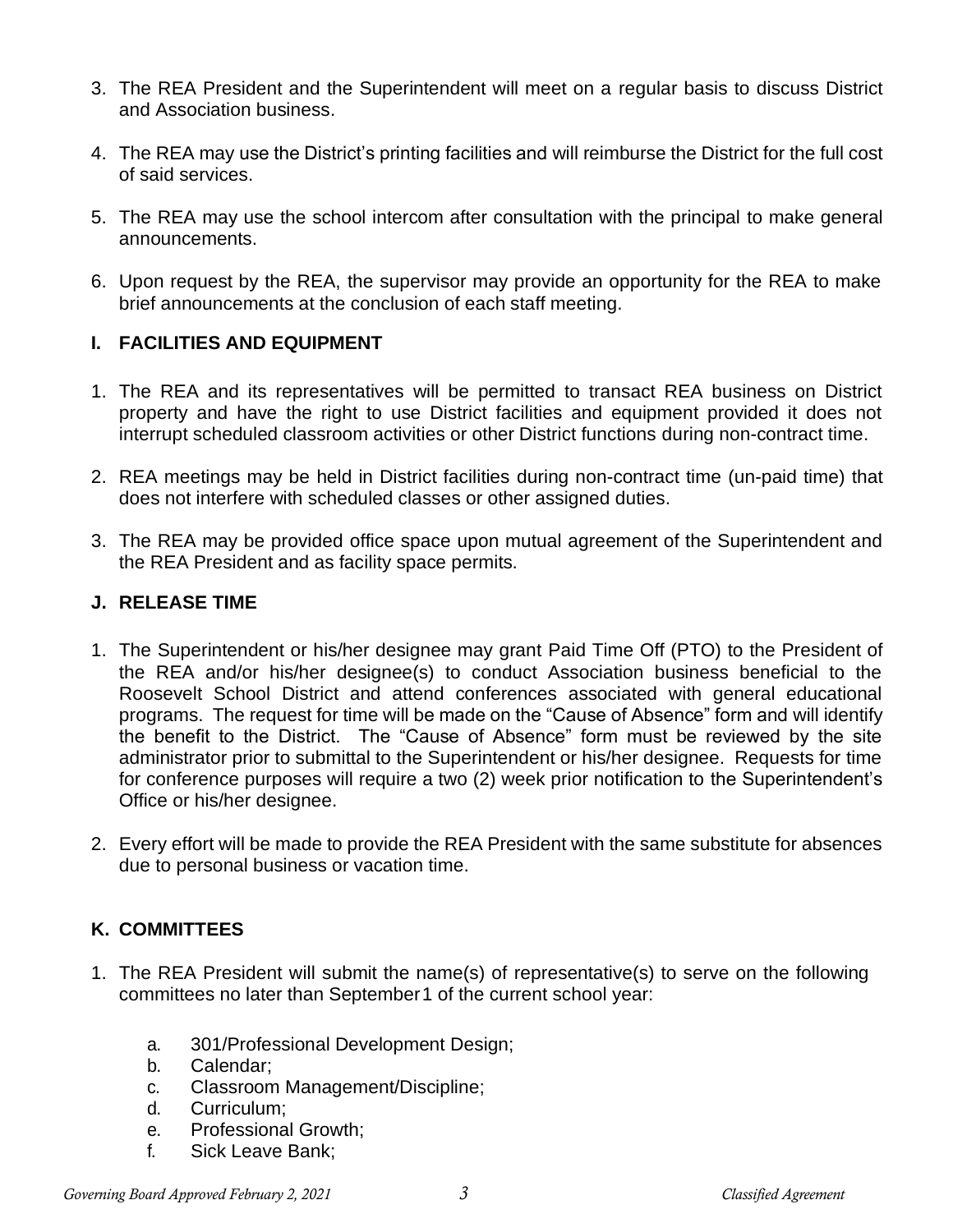3. The REA President and the Superintendent will meet on a regular basis to discuss District and Association business.

4. The REA may use the District's printing facilities and will reimburse the District for the full cost of said services.

5. The REA may use the school intercom after consultation with the principal to make general announcements.

6. Upon request by the REA, the supervisor may provide an opportunity for the REA to make brief announcements at the conclusion of each staff meeting.

## I. FACILITIES AND EQUIPMENT

1. The REA and its representatives will be permitted to transact REA business on District property and have the right to use District facilities and equipment provided it does not interrupt scheduled classroom activities or other District functions during non-contract time.

2. REA meetings may be held in District facilities during non-contract time (un-paid time) that does not interfere with scheduled classes or other assigned duties.

3. The REA may be provided office space upon mutual agreement of the Superintendent and the REA President and as facility space permits.

## J. RELEASE TIME

1. The Superintendent or his/her designee may grant Paid Time Off (PTO) to the President of the REA and/or his/her designee(s) to conduct Association business beneficial to the Roosevelt School District and attend conferences associated with general educational programs. The request for time will be made on the "Cause of Absence" form and will identify the benefit to the District. The "Cause of Absence" form must be reviewed by the site administrator prior to submittal to the Superintendent or his/her designee. Requests for time for conference purposes will require a two (2) week prior notification to the Superintendent's Office or his/her designee.

2. Every effort will be made to provide the REA President with the same substitute for absences due to personal business or vacation time.

## K. COMMITTEES

1. The REA President will submit the name(s) of representative(s) to serve on the following committees no later than September 1 of the current school year:

   a. 301/Professional Development Design;
   b. Calendar;
   c. Classroom Management/Discipline;
   d. Curriculum;
   e. Professional Growth;
   f. Sick Leave Bank;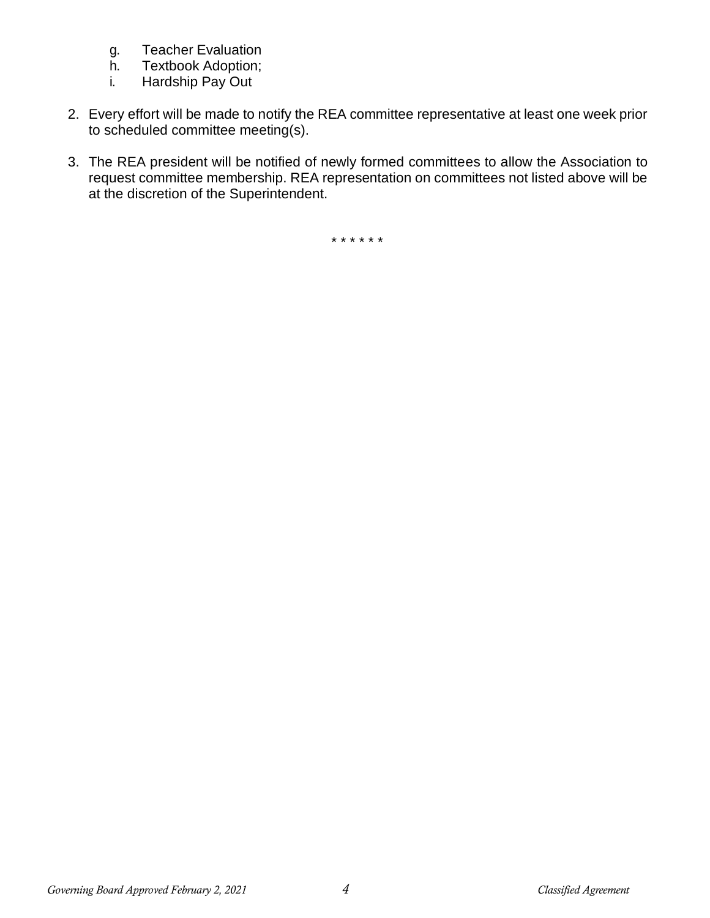g. Teacher Evaluation
h. Textbook Adoption;
i. Hardship Pay Out

2. Every effort will be made to notify the REA committee representative at least one week prior to scheduled committee meeting(s).

3. The REA president will be notified of newly formed committees to allow the Association to request committee membership. REA representation on committees not listed above will be at the discretion of the Superintendent.

\* \* \* \* \* \*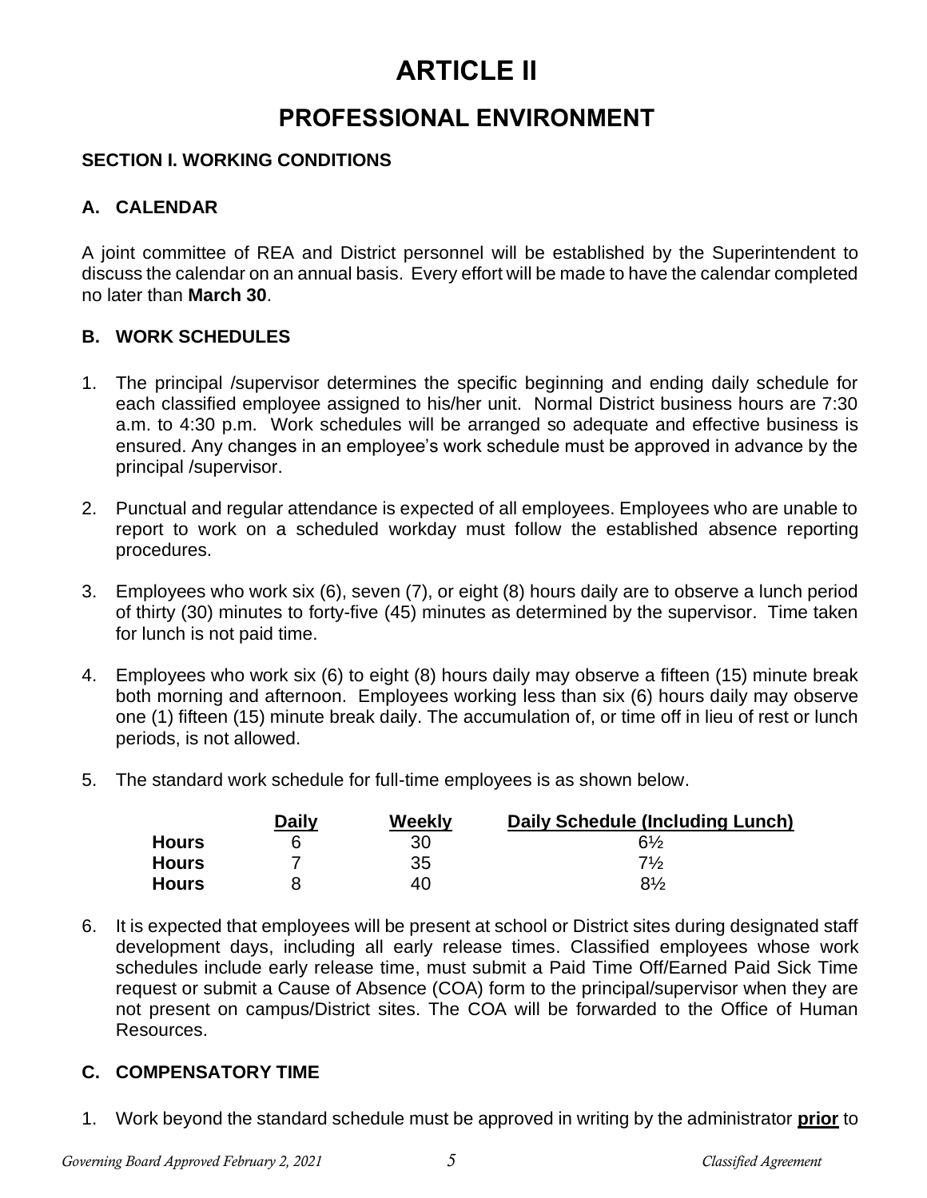# ARTICLE II

## PROFESSIONAL ENVIRONMENT

### SECTION I. WORKING CONDITIONS

#### A. CALENDAR

A joint committee of REA and District personnel will be established by the Superintendent to discuss the calendar on an annual basis. Every effort will be made to have the calendar completed no later than **March 30**.

#### B. WORK SCHEDULES

1. The principal /supervisor determines the specific beginning and ending daily schedule for each classified employee assigned to his/her unit. Normal District business hours are 7:30 a.m. to 4:30 p.m. Work schedules will be arranged so adequate and effective business is ensured. Any changes in an employee's work schedule must be approved in advance by the principal /supervisor.

2. Punctual and regular attendance is expected of all employees. Employees who are unable to report to work on a scheduled workday must follow the established absence reporting procedures.

3. Employees who work six (6), seven (7), or eight (8) hours daily are to observe a lunch period of thirty (30) minutes to forty-five (45) minutes as determined by the supervisor. Time taken for lunch is not paid time.

4. Employees who work six (6) to eight (8) hours daily may observe a fifteen (15) minute break both morning and afternoon. Employees working less than six (6) hours daily may observe one (1) fifteen (15) minute break daily. The accumulation of, or time off in lieu of rest or lunch periods, is not allowed.

5. The standard work schedule for full-time employees is as shown below.

| | Daily | Weekly | Daily Schedule (Including Lunch) |
|---|---|---|---|
| **Hours** | 6 | 30 | 6½ |
| **Hours** | 7 | 35 | 7½ |
| **Hours** | 8 | 40 | 8½ |

6. It is expected that employees will be present at school or District sites during designated staff development days, including all early release times. Classified employees whose work schedules include early release time, must submit a Paid Time Off/Earned Paid Sick Time request or submit a Cause of Absence (COA) form to the principal/supervisor when they are not present on campus/District sites. The COA will be forwarded to the Office of Human Resources.

#### C. COMPENSATORY TIME

1. Work beyond the standard schedule must be approved in writing by the administrator **prior** to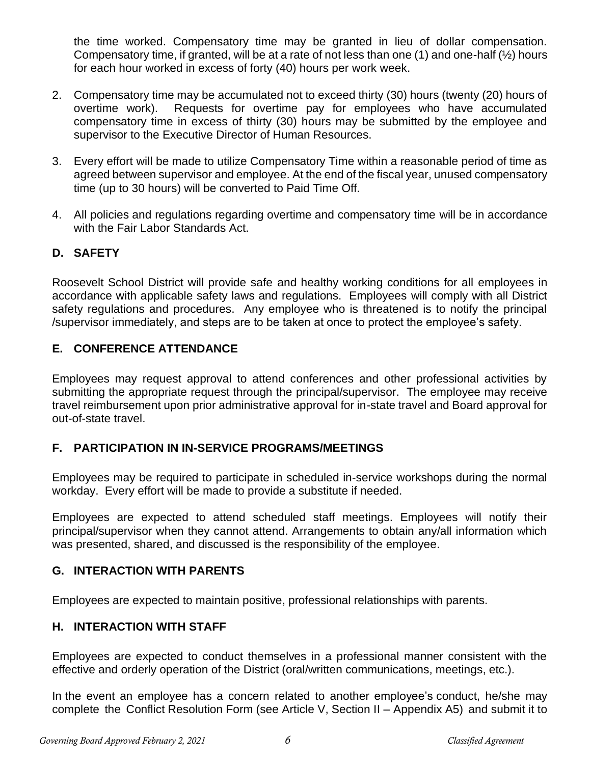the time worked. Compensatory time may be granted in lieu of dollar compensation. Compensatory time, if granted, will be at a rate of not less than one (1) and one-half (½) hours for each hour worked in excess of forty (40) hours per work week.

2. Compensatory time may be accumulated not to exceed thirty (30) hours (twenty (20) hours of overtime work). Requests for overtime pay for employees who have accumulated compensatory time in excess of thirty (30) hours may be submitted by the employee and supervisor to the Executive Director of Human Resources.

3. Every effort will be made to utilize Compensatory Time within a reasonable period of time as agreed between supervisor and employee. At the end of the fiscal year, unused compensatory time (up to 30 hours) will be converted to Paid Time Off.

4. All policies and regulations regarding overtime and compensatory time will be in accordance with the Fair Labor Standards Act.

### D. SAFETY

Roosevelt School District will provide safe and healthy working conditions for all employees in accordance with applicable safety laws and regulations. Employees will comply with all District safety regulations and procedures. Any employee who is threatened is to notify the principal /supervisor immediately, and steps are to be taken at once to protect the employee's safety.

### E. CONFERENCE ATTENDANCE

Employees may request approval to attend conferences and other professional activities by submitting the appropriate request through the principal/supervisor. The employee may receive travel reimbursement upon prior administrative approval for in-state travel and Board approval for out-of-state travel.

### F. PARTICIPATION IN IN-SERVICE PROGRAMS/MEETINGS

Employees may be required to participate in scheduled in-service workshops during the normal workday. Every effort will be made to provide a substitute if needed.

Employees are expected to attend scheduled staff meetings. Employees will notify their principal/supervisor when they cannot attend. Arrangements to obtain any/all information which was presented, shared, and discussed is the responsibility of the employee.

### G. INTERACTION WITH PARENTS

Employees are expected to maintain positive, professional relationships with parents.

### H. INTERACTION WITH STAFF

Employees are expected to conduct themselves in a professional manner consistent with the effective and orderly operation of the District (oral/written communications, meetings, etc.).

In the event an employee has a concern related to another employee's conduct, he/she may complete the Conflict Resolution Form (see Article V, Section II – Appendix A5) and submit it to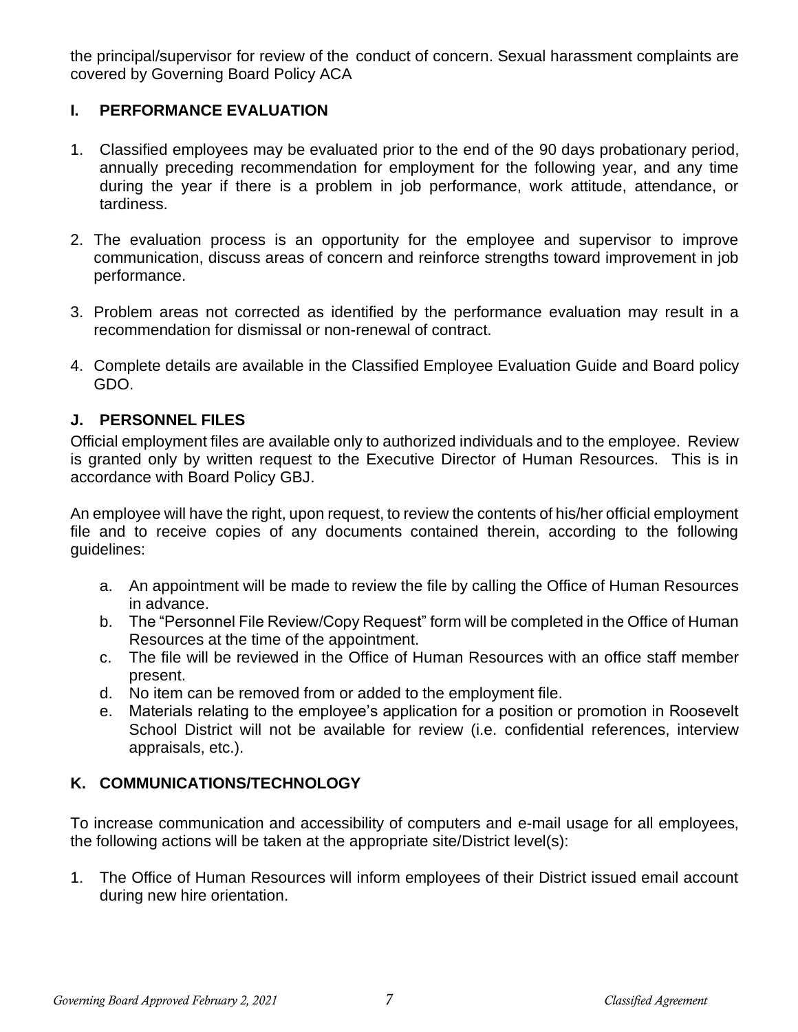the principal/supervisor for review of the conduct of concern. Sexual harassment complaints are covered by Governing Board Policy ACA

## I. PERFORMANCE EVALUATION

1. Classified employees may be evaluated prior to the end of the 90 days probationary period, annually preceding recommendation for employment for the following year, and any time during the year if there is a problem in job performance, work attitude, attendance, or tardiness.
2. The evaluation process is an opportunity for the employee and supervisor to improve communication, discuss areas of concern and reinforce strengths toward improvement in job performance.
3. Problem areas not corrected as identified by the performance evaluation may result in a recommendation for dismissal or non-renewal of contract.
4. Complete details are available in the Classified Employee Evaluation Guide and Board policy GDO.

## J. PERSONNEL FILES

Official employment files are available only to authorized individuals and to the employee. Review is granted only by written request to the Executive Director of Human Resources. This is in accordance with Board Policy GBJ.

An employee will have the right, upon request, to review the contents of his/her official employment file and to receive copies of any documents contained therein, according to the following guidelines:

a. An appointment will be made to review the file by calling the Office of Human Resources in advance.
b. The "Personnel File Review/Copy Request" form will be completed in the Office of Human Resources at the time of the appointment.
c. The file will be reviewed in the Office of Human Resources with an office staff member present.
d. No item can be removed from or added to the employment file.
e. Materials relating to the employee's application for a position or promotion in Roosevelt School District will not be available for review (i.e. confidential references, interview appraisals, etc.).

## K. COMMUNICATIONS/TECHNOLOGY

To increase communication and accessibility of computers and e-mail usage for all employees, the following actions will be taken at the appropriate site/District level(s):

1. The Office of Human Resources will inform employees of their District issued email account during new hire orientation.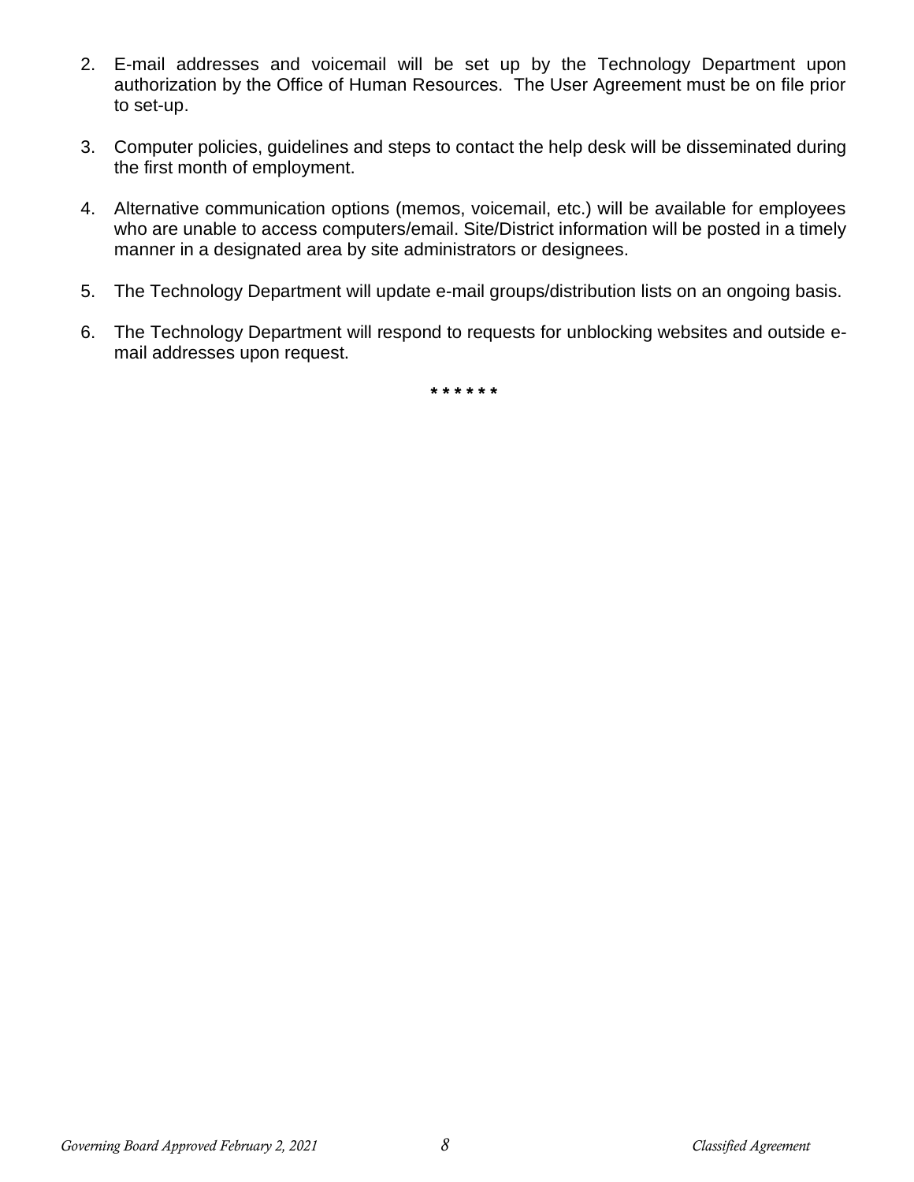2. E-mail addresses and voicemail will be set up by the Technology Department upon authorization by the Office of Human Resources. The User Agreement must be on file prior to set-up.

3. Computer policies, guidelines and steps to contact the help desk will be disseminated during the first month of employment.

4. Alternative communication options (memos, voicemail, etc.) will be available for employees who are unable to access computers/email. Site/District information will be posted in a timely manner in a designated area by site administrators or designees.

5. The Technology Department will update e-mail groups/distribution lists on an ongoing basis.

6. The Technology Department will respond to requests for unblocking websites and outside e-mail addresses upon request.

******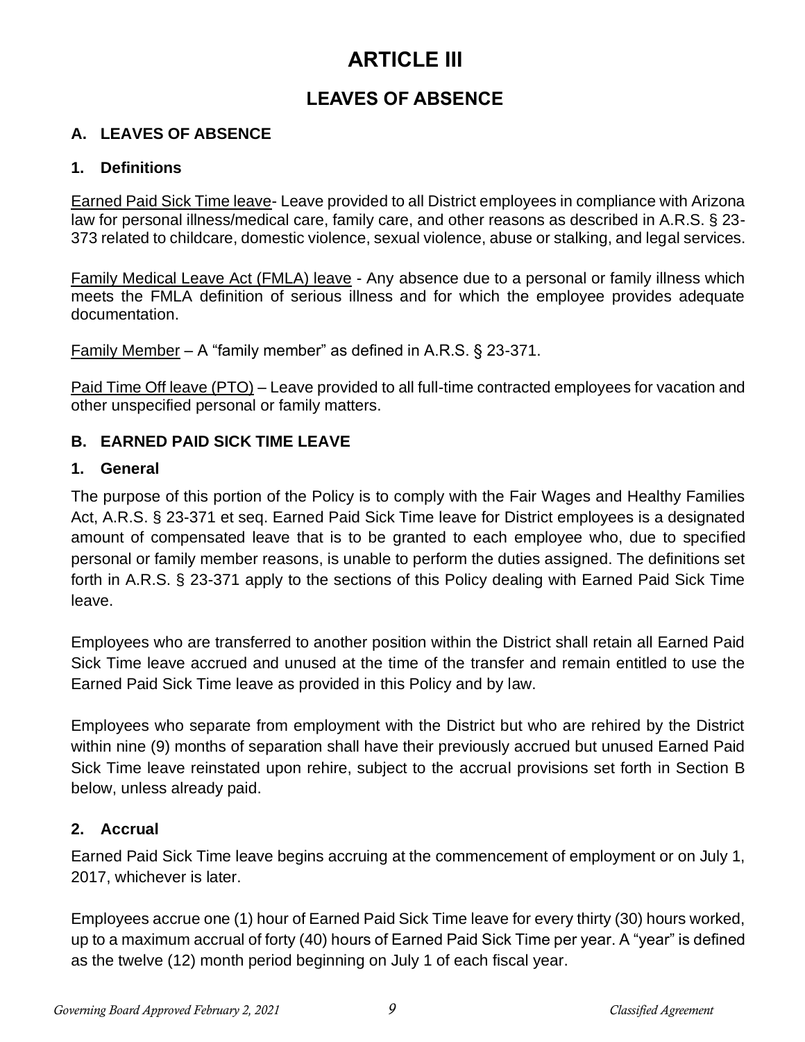# ARTICLE III

## LEAVES OF ABSENCE

### A. LEAVES OF ABSENCE

#### 1. Definitions

Earned Paid Sick Time leave- Leave provided to all District employees in compliance with Arizona law for personal illness/medical care, family care, and other reasons as described in A.R.S. § 23-373 related to childcare, domestic violence, sexual violence, abuse or stalking, and legal services.

Family Medical Leave Act (FMLA) leave - Any absence due to a personal or family illness which meets the FMLA definition of serious illness and for which the employee provides adequate documentation.

Family Member – A "family member" as defined in A.R.S. § 23-371.

Paid Time Off leave (PTO) – Leave provided to all full-time contracted employees for vacation and other unspecified personal or family matters.

### B. EARNED PAID SICK TIME LEAVE

#### 1. General

The purpose of this portion of the Policy is to comply with the Fair Wages and Healthy Families Act, A.R.S. § 23-371 et seq. Earned Paid Sick Time leave for District employees is a designated amount of compensated leave that is to be granted to each employee who, due to specified personal or family member reasons, is unable to perform the duties assigned. The definitions set forth in A.R.S. § 23-371 apply to the sections of this Policy dealing with Earned Paid Sick Time leave.

Employees who are transferred to another position within the District shall retain all Earned Paid Sick Time leave accrued and unused at the time of the transfer and remain entitled to use the Earned Paid Sick Time leave as provided in this Policy and by law.

Employees who separate from employment with the District but who are rehired by the District within nine (9) months of separation shall have their previously accrued but unused Earned Paid Sick Time leave reinstated upon rehire, subject to the accrual provisions set forth in Section B below, unless already paid.

#### 2. Accrual

Earned Paid Sick Time leave begins accruing at the commencement of employment or on July 1, 2017, whichever is later.

Employees accrue one (1) hour of Earned Paid Sick Time leave for every thirty (30) hours worked, up to a maximum accrual of forty (40) hours of Earned Paid Sick Time per year. A "year" is defined as the twelve (12) month period beginning on July 1 of each fiscal year.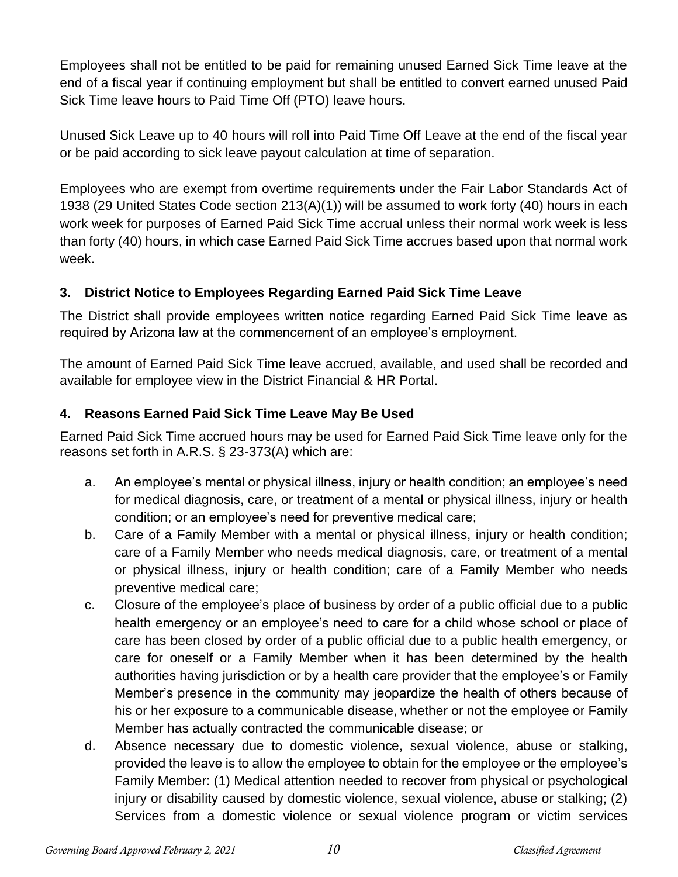Employees shall not be entitled to be paid for remaining unused Earned Sick Time leave at the end of a fiscal year if continuing employment but shall be entitled to convert earned unused Paid Sick Time leave hours to Paid Time Off (PTO) leave hours.

Unused Sick Leave up to 40 hours will roll into Paid Time Off Leave at the end of the fiscal year or be paid according to sick leave payout calculation at time of separation.

Employees who are exempt from overtime requirements under the Fair Labor Standards Act of 1938 (29 United States Code section 213(A)(1)) will be assumed to work forty (40) hours in each work week for purposes of Earned Paid Sick Time accrual unless their normal work week is less than forty (40) hours, in which case Earned Paid Sick Time accrues based upon that normal work week.

### 3. District Notice to Employees Regarding Earned Paid Sick Time Leave

The District shall provide employees written notice regarding Earned Paid Sick Time leave as required by Arizona law at the commencement of an employee's employment.

The amount of Earned Paid Sick Time leave accrued, available, and used shall be recorded and available for employee view in the District Financial & HR Portal.

### 4. Reasons Earned Paid Sick Time Leave May Be Used

Earned Paid Sick Time accrued hours may be used for Earned Paid Sick Time leave only for the reasons set forth in A.R.S. § 23-373(A) which are:

a. An employee's mental or physical illness, injury or health condition; an employee's need for medical diagnosis, care, or treatment of a mental or physical illness, injury or health condition; or an employee's need for preventive medical care;

b. Care of a Family Member with a mental or physical illness, injury or health condition; care of a Family Member who needs medical diagnosis, care, or treatment of a mental or physical illness, injury or health condition; care of a Family Member who needs preventive medical care;

c. Closure of the employee's place of business by order of a public official due to a public health emergency or an employee's need to care for a child whose school or place of care has been closed by order of a public official due to a public health emergency, or care for oneself or a Family Member when it has been determined by the health authorities having jurisdiction or by a health care provider that the employee's or Family Member's presence in the community may jeopardize the health of others because of his or her exposure to a communicable disease, whether or not the employee or Family Member has actually contracted the communicable disease; or

d. Absence necessary due to domestic violence, sexual violence, abuse or stalking, provided the leave is to allow the employee to obtain for the employee or the employee's Family Member: (1) Medical attention needed to recover from physical or psychological injury or disability caused by domestic violence, sexual violence, abuse or stalking; (2) Services from a domestic violence or sexual violence program or victim services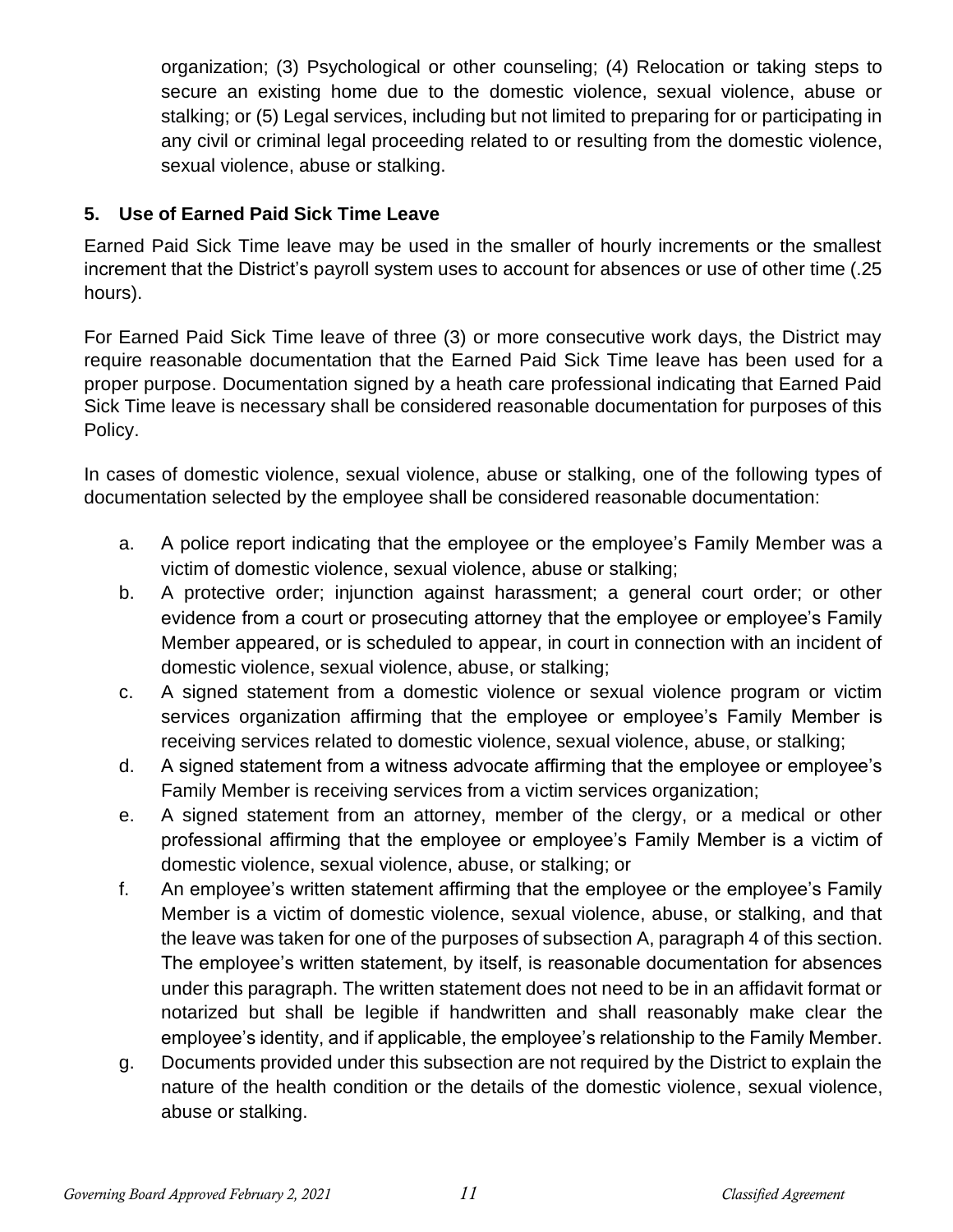organization; (3) Psychological or other counseling; (4) Relocation or taking steps to secure an existing home due to the domestic violence, sexual violence, abuse or stalking; or (5) Legal services, including but not limited to preparing for or participating in any civil or criminal legal proceeding related to or resulting from the domestic violence, sexual violence, abuse or stalking.

### 5. Use of Earned Paid Sick Time Leave

Earned Paid Sick Time leave may be used in the smaller of hourly increments or the smallest increment that the District's payroll system uses to account for absences or use of other time (.25 hours).

For Earned Paid Sick Time leave of three (3) or more consecutive work days, the District may require reasonable documentation that the Earned Paid Sick Time leave has been used for a proper purpose. Documentation signed by a heath care professional indicating that Earned Paid Sick Time leave is necessary shall be considered reasonable documentation for purposes of this Policy.

In cases of domestic violence, sexual violence, abuse or stalking, one of the following types of documentation selected by the employee shall be considered reasonable documentation:

a. A police report indicating that the employee or the employee's Family Member was a victim of domestic violence, sexual violence, abuse or stalking;
b. A protective order; injunction against harassment; a general court order; or other evidence from a court or prosecuting attorney that the employee or employee's Family Member appeared, or is scheduled to appear, in court in connection with an incident of domestic violence, sexual violence, abuse, or stalking;
c. A signed statement from a domestic violence or sexual violence program or victim services organization affirming that the employee or employee's Family Member is receiving services related to domestic violence, sexual violence, abuse, or stalking;
d. A signed statement from a witness advocate affirming that the employee or employee's Family Member is receiving services from a victim services organization;
e. A signed statement from an attorney, member of the clergy, or a medical or other professional affirming that the employee or employee's Family Member is a victim of domestic violence, sexual violence, abuse, or stalking; or
f. An employee's written statement affirming that the employee or the employee's Family Member is a victim of domestic violence, sexual violence, abuse, or stalking, and that the leave was taken for one of the purposes of subsection A, paragraph 4 of this section. The employee's written statement, by itself, is reasonable documentation for absences under this paragraph. The written statement does not need to be in an affidavit format or notarized but shall be legible if handwritten and shall reasonably make clear the employee's identity, and if applicable, the employee's relationship to the Family Member.
g. Documents provided under this subsection are not required by the District to explain the nature of the health condition or the details of the domestic violence, sexual violence, abuse or stalking.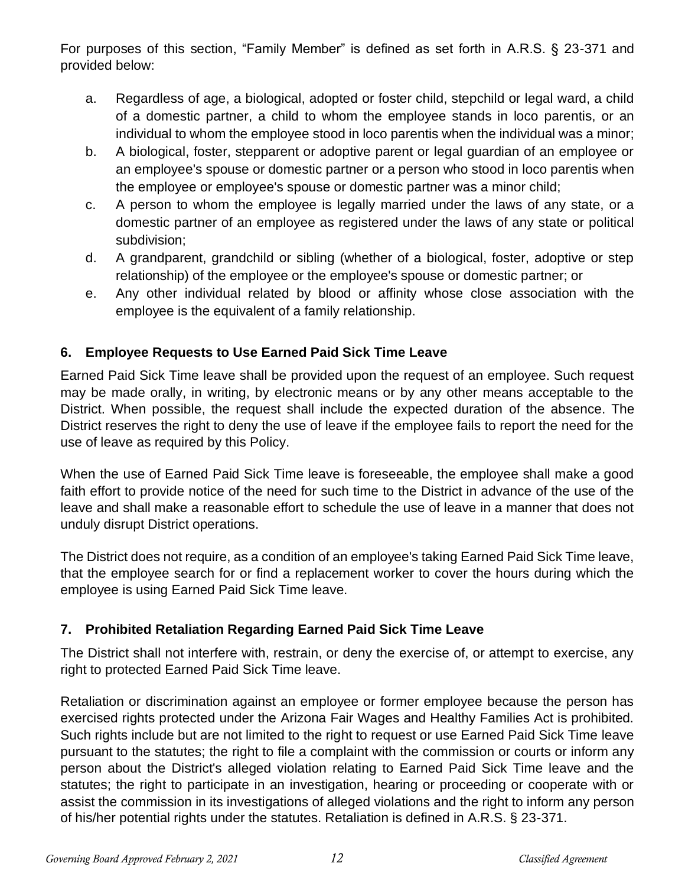For purposes of this section, “Family Member” is defined as set forth in A.R.S. § 23-371 and provided below:

a. Regardless of age, a biological, adopted or foster child, stepchild or legal ward, a child of a domestic partner, a child to whom the employee stands in loco parentis, or an individual to whom the employee stood in loco parentis when the individual was a minor;
b. A biological, foster, stepparent or adoptive parent or legal guardian of an employee or an employee's spouse or domestic partner or a person who stood in loco parentis when the employee or employee's spouse or domestic partner was a minor child;
c. A person to whom the employee is legally married under the laws of any state, or a domestic partner of an employee as registered under the laws of any state or political subdivision;
d. A grandparent, grandchild or sibling (whether of a biological, foster, adoptive or step relationship) of the employee or the employee's spouse or domestic partner; or
e. Any other individual related by blood or affinity whose close association with the employee is the equivalent of a family relationship.

### 6. Employee Requests to Use Earned Paid Sick Time Leave

Earned Paid Sick Time leave shall be provided upon the request of an employee. Such request may be made orally, in writing, by electronic means or by any other means acceptable to the District. When possible, the request shall include the expected duration of the absence. The District reserves the right to deny the use of leave if the employee fails to report the need for the use of leave as required by this Policy.

When the use of Earned Paid Sick Time leave is foreseeable, the employee shall make a good faith effort to provide notice of the need for such time to the District in advance of the use of the leave and shall make a reasonable effort to schedule the use of leave in a manner that does not unduly disrupt District operations.

The District does not require, as a condition of an employee's taking Earned Paid Sick Time leave, that the employee search for or find a replacement worker to cover the hours during which the employee is using Earned Paid Sick Time leave.

### 7. Prohibited Retaliation Regarding Earned Paid Sick Time Leave

The District shall not interfere with, restrain, or deny the exercise of, or attempt to exercise, any right to protected Earned Paid Sick Time leave.

Retaliation or discrimination against an employee or former employee because the person has exercised rights protected under the Arizona Fair Wages and Healthy Families Act is prohibited. Such rights include but are not limited to the right to request or use Earned Paid Sick Time leave pursuant to the statutes; the right to file a complaint with the commission or courts or inform any person about the District's alleged violation relating to Earned Paid Sick Time leave and the statutes; the right to participate in an investigation, hearing or proceeding or cooperate with or assist the commission in its investigations of alleged violations and the right to inform any person of his/her potential rights under the statutes. Retaliation is defined in A.R.S. § 23-371.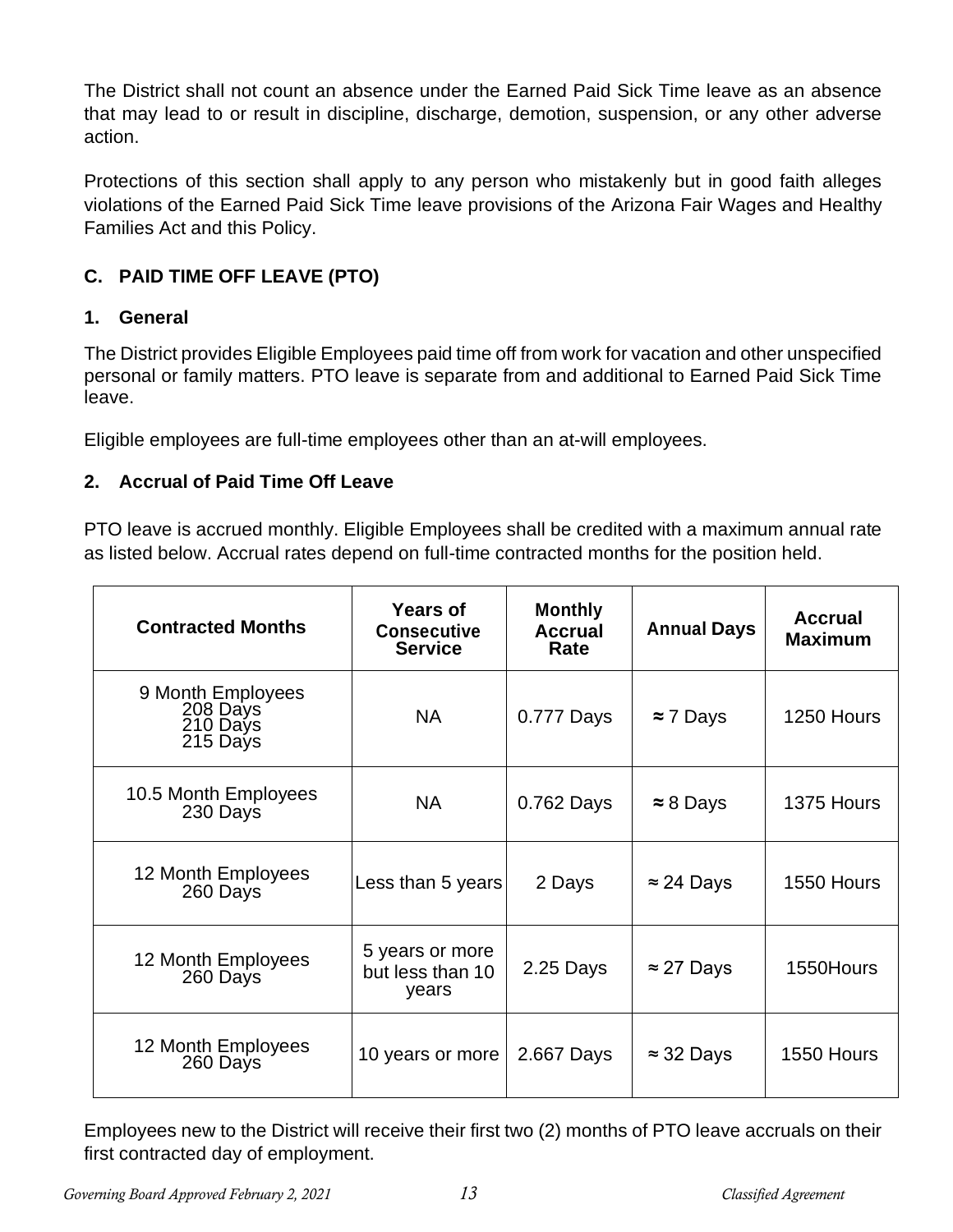The District shall not count an absence under the Earned Paid Sick Time leave as an absence that may lead to or result in discipline, discharge, demotion, suspension, or any other adverse action.

Protections of this section shall apply to any person who mistakenly but in good faith alleges violations of the Earned Paid Sick Time leave provisions of the Arizona Fair Wages and Healthy Families Act and this Policy.

## C. PAID TIME OFF LEAVE (PTO)

### 1. General

The District provides Eligible Employees paid time off from work for vacation and other unspecified personal or family matters. PTO leave is separate from and additional to Earned Paid Sick Time leave.

Eligible employees are full-time employees other than an at-will employees.

### 2. Accrual of Paid Time Off Leave

PTO leave is accrued monthly. Eligible Employees shall be credited with a maximum annual rate as listed below. Accrual rates depend on full-time contracted months for the position held.

| Contracted Months | Years of Consecutive Service | Monthly Accrual Rate | Annual Days | Accrual Maximum |
|---|---|---|---|---|
| 9 Month Employees 208 Days 210 Days 215 Days | NA | 0.777 Days | ≈ 7 Days | 1250 Hours |
| 10.5 Month Employees 230 Days | NA | 0.762 Days | ≈ 8 Days | 1375 Hours |
| 12 Month Employees 260 Days | Less than 5 years | 2 Days | ≈ 24 Days | 1550 Hours |
| 12 Month Employees 260 Days | 5 years or more but less than 10 years | 2.25 Days | ≈ 27 Days | 1550Hours |
| 12 Month Employees 260 Days | 10 years or more | 2.667 Days | ≈ 32 Days | 1550 Hours |

Employees new to the District will receive their first two (2) months of PTO leave accruals on their first contracted day of employment.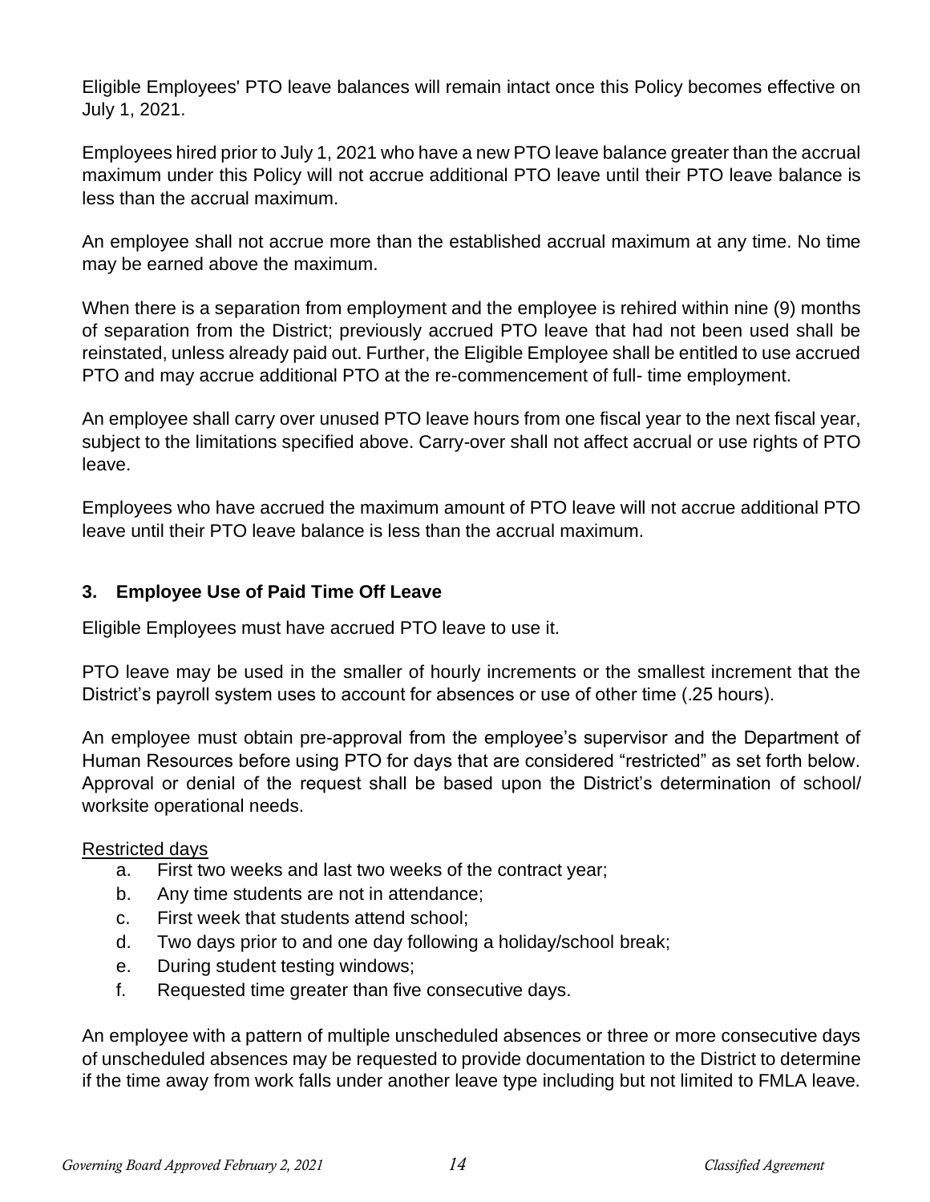Eligible Employees' PTO leave balances will remain intact once this Policy becomes effective on July 1, 2021.

Employees hired prior to July 1, 2021 who have a new PTO leave balance greater than the accrual maximum under this Policy will not accrue additional PTO leave until their PTO leave balance is less than the accrual maximum.

An employee shall not accrue more than the established accrual maximum at any time. No time may be earned above the maximum.

When there is a separation from employment and the employee is rehired within nine (9) months of separation from the District; previously accrued PTO leave that had not been used shall be reinstated, unless already paid out. Further, the Eligible Employee shall be entitled to use accrued PTO and may accrue additional PTO at the re-commencement of full- time employment.

An employee shall carry over unused PTO leave hours from one fiscal year to the next fiscal year, subject to the limitations specified above. Carry-over shall not affect accrual or use rights of PTO leave.

Employees who have accrued the maximum amount of PTO leave will not accrue additional PTO leave until their PTO leave balance is less than the accrual maximum.

### 3. Employee Use of Paid Time Off Leave

Eligible Employees must have accrued PTO leave to use it.

PTO leave may be used in the smaller of hourly increments or the smallest increment that the District's payroll system uses to account for absences or use of other time (.25 hours).

An employee must obtain pre-approval from the employee's supervisor and the Department of Human Resources before using PTO for days that are considered "restricted" as set forth below. Approval or denial of the request shall be based upon the District's determination of school/ worksite operational needs.

Restricted days

a. First two weeks and last two weeks of the contract year;
b. Any time students are not in attendance;
c. First week that students attend school;
d. Two days prior to and one day following a holiday/school break;
e. During student testing windows;
f. Requested time greater than five consecutive days.

An employee with a pattern of multiple unscheduled absences or three or more consecutive days of unscheduled absences may be requested to provide documentation to the District to determine if the time away from work falls under another leave type including but not limited to FMLA leave.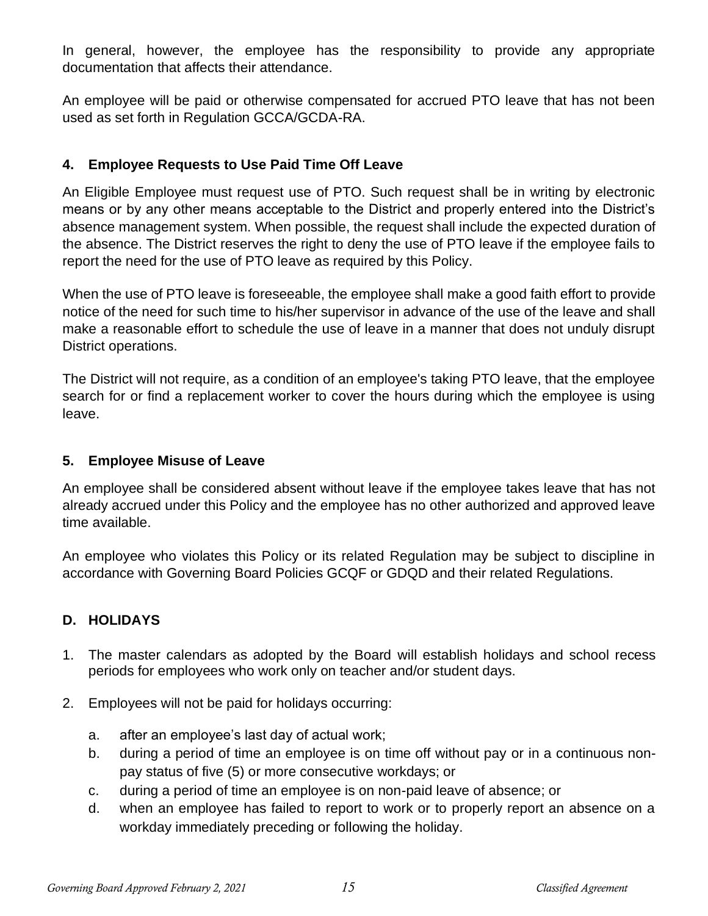In general, however, the employee has the responsibility to provide any appropriate documentation that affects their attendance.

An employee will be paid or otherwise compensated for accrued PTO leave that has not been used as set forth in Regulation GCCA/GCDA-RA.

### 4. Employee Requests to Use Paid Time Off Leave

An Eligible Employee must request use of PTO. Such request shall be in writing by electronic means or by any other means acceptable to the District and properly entered into the District's absence management system. When possible, the request shall include the expected duration of the absence. The District reserves the right to deny the use of PTO leave if the employee fails to report the need for the use of PTO leave as required by this Policy.

When the use of PTO leave is foreseeable, the employee shall make a good faith effort to provide notice of the need for such time to his/her supervisor in advance of the use of the leave and shall make a reasonable effort to schedule the use of leave in a manner that does not unduly disrupt District operations.

The District will not require, as a condition of an employee's taking PTO leave, that the employee search for or find a replacement worker to cover the hours during which the employee is using leave.

### 5. Employee Misuse of Leave

An employee shall be considered absent without leave if the employee takes leave that has not already accrued under this Policy and the employee has no other authorized and approved leave time available.

An employee who violates this Policy or its related Regulation may be subject to discipline in accordance with Governing Board Policies GCQF or GDQD and their related Regulations.

## D. HOLIDAYS

1. The master calendars as adopted by the Board will establish holidays and school recess periods for employees who work only on teacher and/or student days.

2. Employees will not be paid for holidays occurring:

   a. after an employee's last day of actual work;
   b. during a period of time an employee is on time off without pay or in a continuous non-pay status of five (5) or more consecutive workdays; or
   c. during a period of time an employee is on non-paid leave of absence; or
   d. when an employee has failed to report to work or to properly report an absence on a workday immediately preceding or following the holiday.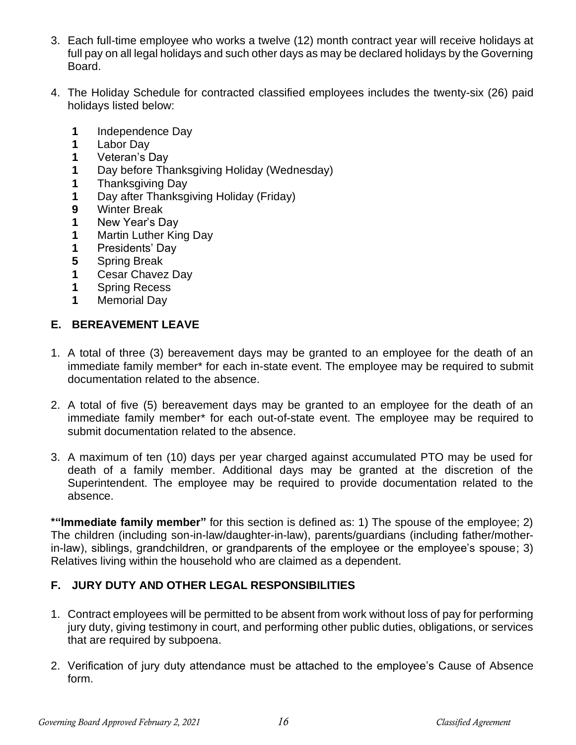3. Each full-time employee who works a twelve (12) month contract year will receive holidays at full pay on all legal holidays and such other days as may be declared holidays by the Governing Board.

4. The Holiday Schedule for contracted classified employees includes the twenty-six (26) paid holidays listed below:

   **1** Independence Day
   **1** Labor Day
   **1** Veteran's Day
   **1** Day before Thanksgiving Holiday (Wednesday)
   **1** Thanksgiving Day
   **1** Day after Thanksgiving Holiday (Friday)
   **9** Winter Break
   **1** New Year's Day
   **1** Martin Luther King Day
   **1** Presidents' Day
   **5** Spring Break
   **1** Cesar Chavez Day
   **1** Spring Recess
   **1** Memorial Day

## E. BEREAVEMENT LEAVE

1. A total of three (3) bereavement days may be granted to an employee for the death of an immediate family member* for each in-state event. The employee may be required to submit documentation related to the absence.

2. A total of five (5) bereavement days may be granted to an employee for the death of an immediate family member* for each out-of-state event. The employee may be required to submit documentation related to the absence.

3. A maximum of ten (10) days per year charged against accumulated PTO may be used for death of a family member. Additional days may be granted at the discretion of the Superintendent. The employee may be required to provide documentation related to the absence.

**\*"Immediate family member"** for this section is defined as: 1) The spouse of the employee; 2) The children (including son-in-law/daughter-in-law), parents/guardians (including father/mother-in-law), siblings, grandchildren, or grandparents of the employee or the employee's spouse; 3) Relatives living within the household who are claimed as a dependent.

## F. JURY DUTY AND OTHER LEGAL RESPONSIBILITIES

1. Contract employees will be permitted to be absent from work without loss of pay for performing jury duty, giving testimony in court, and performing other public duties, obligations, or services that are required by subpoena.

2. Verification of jury duty attendance must be attached to the employee's Cause of Absence form.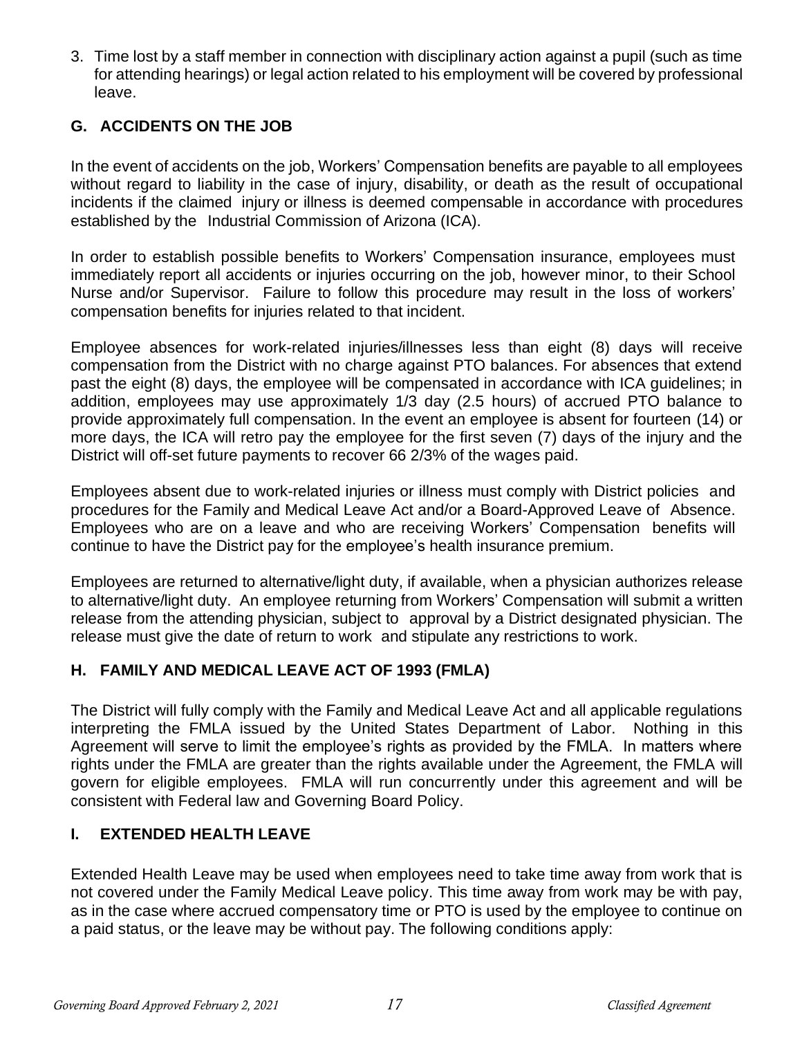3. Time lost by a staff member in connection with disciplinary action against a pupil (such as time for attending hearings) or legal action related to his employment will be covered by professional leave.

## G. ACCIDENTS ON THE JOB

In the event of accidents on the job, Workers' Compensation benefits are payable to all employees without regard to liability in the case of injury, disability, or death as the result of occupational incidents if the claimed injury or illness is deemed compensable in accordance with procedures established by the Industrial Commission of Arizona (ICA).

In order to establish possible benefits to Workers' Compensation insurance, employees must immediately report all accidents or injuries occurring on the job, however minor, to their School Nurse and/or Supervisor. Failure to follow this procedure may result in the loss of workers' compensation benefits for injuries related to that incident.

Employee absences for work-related injuries/illnesses less than eight (8) days will receive compensation from the District with no charge against PTO balances. For absences that extend past the eight (8) days, the employee will be compensated in accordance with ICA guidelines; in addition, employees may use approximately 1/3 day (2.5 hours) of accrued PTO balance to provide approximately full compensation. In the event an employee is absent for fourteen (14) or more days, the ICA will retro pay the employee for the first seven (7) days of the injury and the District will off-set future payments to recover 66 2/3% of the wages paid.

Employees absent due to work-related injuries or illness must comply with District policies and procedures for the Family and Medical Leave Act and/or a Board-Approved Leave of Absence. Employees who are on a leave and who are receiving Workers' Compensation benefits will continue to have the District pay for the employee's health insurance premium.

Employees are returned to alternative/light duty, if available, when a physician authorizes release to alternative/light duty. An employee returning from Workers' Compensation will submit a written release from the attending physician, subject to approval by a District designated physician. The release must give the date of return to work and stipulate any restrictions to work.

## H. FAMILY AND MEDICAL LEAVE ACT OF 1993 (FMLA)

The District will fully comply with the Family and Medical Leave Act and all applicable regulations interpreting the FMLA issued by the United States Department of Labor. Nothing in this Agreement will serve to limit the employee's rights as provided by the FMLA. In matters where rights under the FMLA are greater than the rights available under the Agreement, the FMLA will govern for eligible employees. FMLA will run concurrently under this agreement and will be consistent with Federal law and Governing Board Policy.

## I. EXTENDED HEALTH LEAVE

Extended Health Leave may be used when employees need to take time away from work that is not covered under the Family Medical Leave policy. This time away from work may be with pay, as in the case where accrued compensatory time or PTO is used by the employee to continue on a paid status, or the leave may be without pay. The following conditions apply: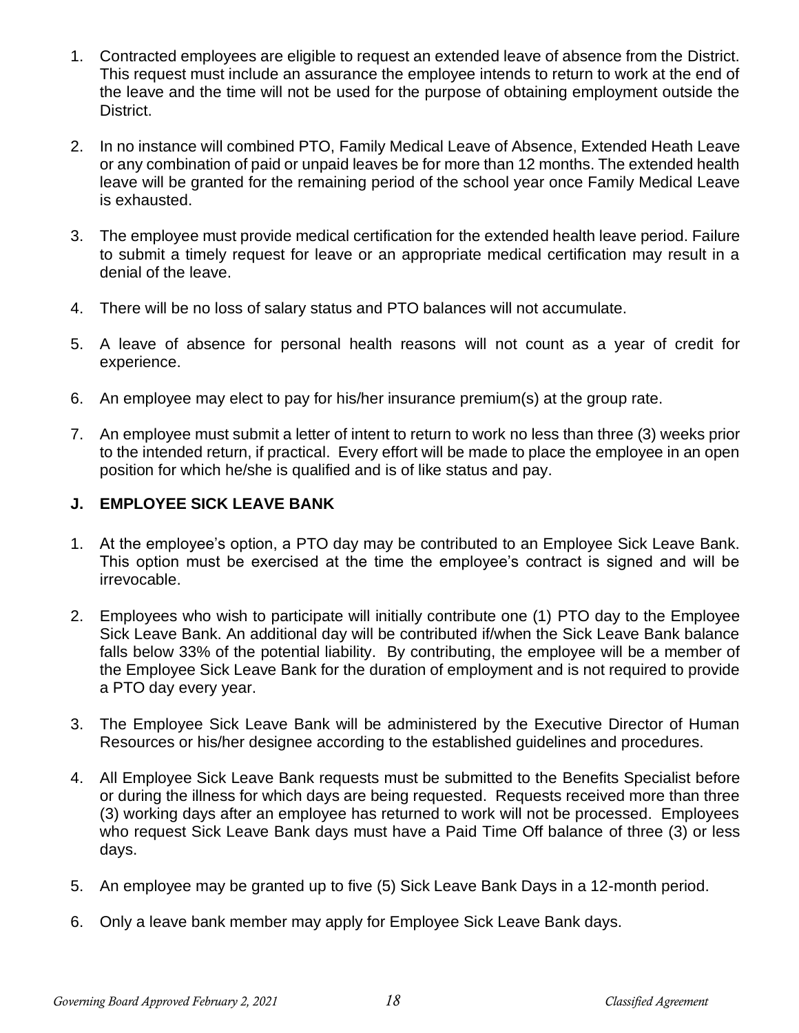1. Contracted employees are eligible to request an extended leave of absence from the District. This request must include an assurance the employee intends to return to work at the end of the leave and the time will not be used for the purpose of obtaining employment outside the District.

2. In no instance will combined PTO, Family Medical Leave of Absence, Extended Heath Leave or any combination of paid or unpaid leaves be for more than 12 months. The extended health leave will be granted for the remaining period of the school year once Family Medical Leave is exhausted.

3. The employee must provide medical certification for the extended health leave period. Failure to submit a timely request for leave or an appropriate medical certification may result in a denial of the leave.

4. There will be no loss of salary status and PTO balances will not accumulate.

5. A leave of absence for personal health reasons will not count as a year of credit for experience.

6. An employee may elect to pay for his/her insurance premium(s) at the group rate.

7. An employee must submit a letter of intent to return to work no less than three (3) weeks prior to the intended return, if practical. Every effort will be made to place the employee in an open position for which he/she is qualified and is of like status and pay.

### J. EMPLOYEE SICK LEAVE BANK

1. At the employee's option, a PTO day may be contributed to an Employee Sick Leave Bank. This option must be exercised at the time the employee's contract is signed and will be irrevocable.

2. Employees who wish to participate will initially contribute one (1) PTO day to the Employee Sick Leave Bank. An additional day will be contributed if/when the Sick Leave Bank balance falls below 33% of the potential liability. By contributing, the employee will be a member of the Employee Sick Leave Bank for the duration of employment and is not required to provide a PTO day every year.

3. The Employee Sick Leave Bank will be administered by the Executive Director of Human Resources or his/her designee according to the established guidelines and procedures.

4. All Employee Sick Leave Bank requests must be submitted to the Benefits Specialist before or during the illness for which days are being requested. Requests received more than three (3) working days after an employee has returned to work will not be processed. Employees who request Sick Leave Bank days must have a Paid Time Off balance of three (3) or less days.

5. An employee may be granted up to five (5) Sick Leave Bank Days in a 12-month period.

6. Only a leave bank member may apply for Employee Sick Leave Bank days.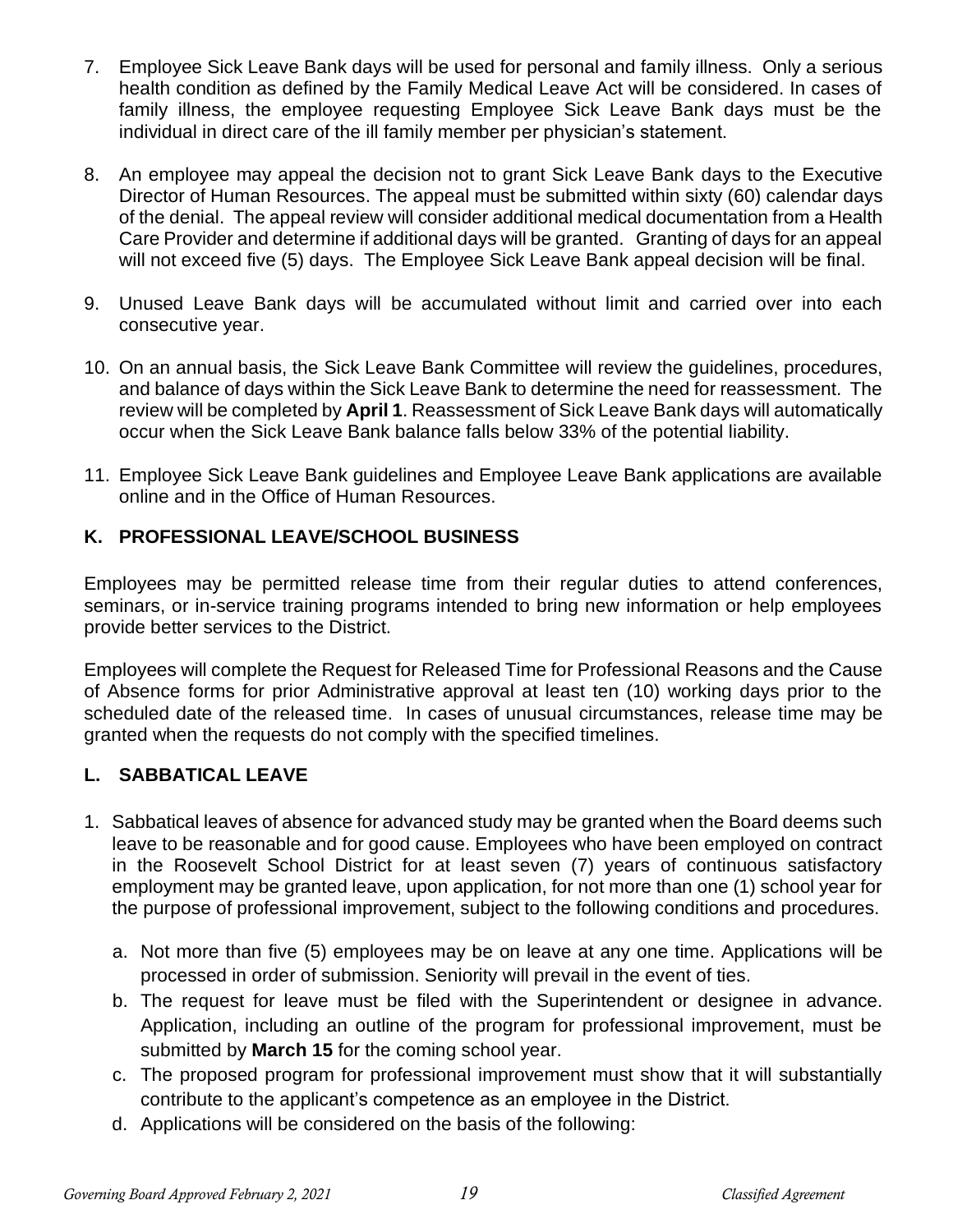7. Employee Sick Leave Bank days will be used for personal and family illness. Only a serious health condition as defined by the Family Medical Leave Act will be considered. In cases of family illness, the employee requesting Employee Sick Leave Bank days must be the individual in direct care of the ill family member per physician's statement.

8. An employee may appeal the decision not to grant Sick Leave Bank days to the Executive Director of Human Resources. The appeal must be submitted within sixty (60) calendar days of the denial. The appeal review will consider additional medical documentation from a Health Care Provider and determine if additional days will be granted. Granting of days for an appeal will not exceed five (5) days. The Employee Sick Leave Bank appeal decision will be final.

9. Unused Leave Bank days will be accumulated without limit and carried over into each consecutive year.

10. On an annual basis, the Sick Leave Bank Committee will review the guidelines, procedures, and balance of days within the Sick Leave Bank to determine the need for reassessment. The review will be completed by **April 1**. Reassessment of Sick Leave Bank days will automatically occur when the Sick Leave Bank balance falls below 33% of the potential liability.

11. Employee Sick Leave Bank guidelines and Employee Leave Bank applications are available online and in the Office of Human Resources.

### K. PROFESSIONAL LEAVE/SCHOOL BUSINESS

Employees may be permitted release time from their regular duties to attend conferences, seminars, or in-service training programs intended to bring new information or help employees provide better services to the District.

Employees will complete the Request for Released Time for Professional Reasons and the Cause of Absence forms for prior Administrative approval at least ten (10) working days prior to the scheduled date of the released time. In cases of unusual circumstances, release time may be granted when the requests do not comply with the specified timelines.

### L. SABBATICAL LEAVE

1. Sabbatical leaves of absence for advanced study may be granted when the Board deems such leave to be reasonable and for good cause. Employees who have been employed on contract in the Roosevelt School District for at least seven (7) years of continuous satisfactory employment may be granted leave, upon application, for not more than one (1) school year for the purpose of professional improvement, subject to the following conditions and procedures.

   a. Not more than five (5) employees may be on leave at any one time. Applications will be processed in order of submission. Seniority will prevail in the event of ties.
   b. The request for leave must be filed with the Superintendent or designee in advance. Application, including an outline of the program for professional improvement, must be submitted by **March 15** for the coming school year.
   c. The proposed program for professional improvement must show that it will substantially contribute to the applicant's competence as an employee in the District.
   d. Applications will be considered on the basis of the following: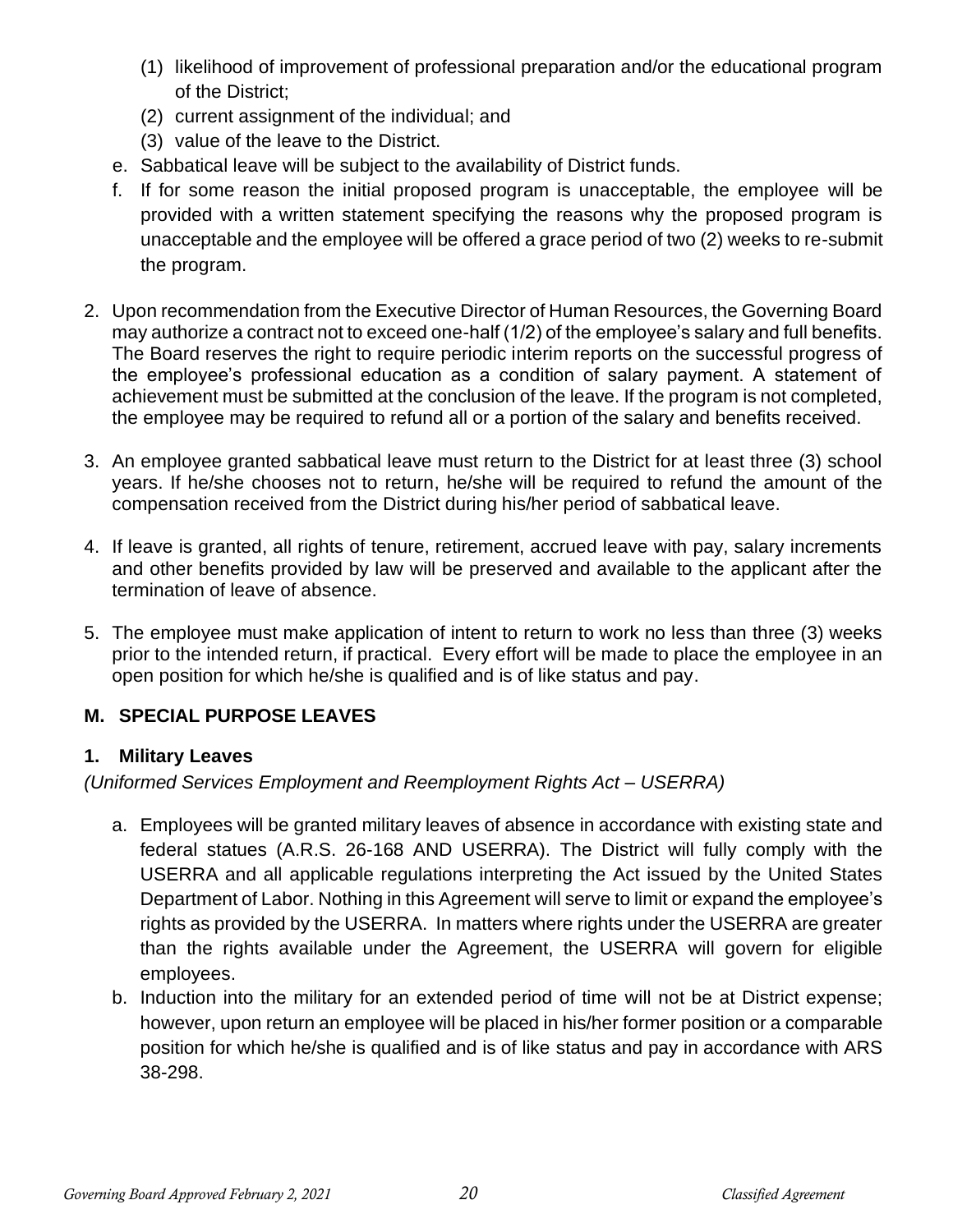(1) likelihood of improvement of professional preparation and/or the educational program of the District;
   (2) current assignment of the individual; and
   (3) value of the leave to the District.

   e. Sabbatical leave will be subject to the availability of District funds.
   f. If for some reason the initial proposed program is unacceptable, the employee will be provided with a written statement specifying the reasons why the proposed program is unacceptable and the employee will be offered a grace period of two (2) weeks to re-submit the program.

2. Upon recommendation from the Executive Director of Human Resources, the Governing Board may authorize a contract not to exceed one-half (1/2) of the employee's salary and full benefits. The Board reserves the right to require periodic interim reports on the successful progress of the employee's professional education as a condition of salary payment. A statement of achievement must be submitted at the conclusion of the leave. If the program is not completed, the employee may be required to refund all or a portion of the salary and benefits received.

3. An employee granted sabbatical leave must return to the District for at least three (3) school years. If he/she chooses not to return, he/she will be required to refund the amount of the compensation received from the District during his/her period of sabbatical leave.

4. If leave is granted, all rights of tenure, retirement, accrued leave with pay, salary increments and other benefits provided by law will be preserved and available to the applicant after the termination of leave of absence.

5. The employee must make application of intent to return to work no less than three (3) weeks prior to the intended return, if practical. Every effort will be made to place the employee in an open position for which he/she is qualified and is of like status and pay.

## M. SPECIAL PURPOSE LEAVES

### 1. Military Leaves

*(Uniformed Services Employment and Reemployment Rights Act – USERRA)*

a. Employees will be granted military leaves of absence in accordance with existing state and federal statues (A.R.S. 26-168 AND USERRA). The District will fully comply with the USERRA and all applicable regulations interpreting the Act issued by the United States Department of Labor. Nothing in this Agreement will serve to limit or expand the employee's rights as provided by the USERRA. In matters where rights under the USERRA are greater than the rights available under the Agreement, the USERRA will govern for eligible employees.

b. Induction into the military for an extended period of time will not be at District expense; however, upon return an employee will be placed in his/her former position or a comparable position for which he/she is qualified and is of like status and pay in accordance with ARS 38-298.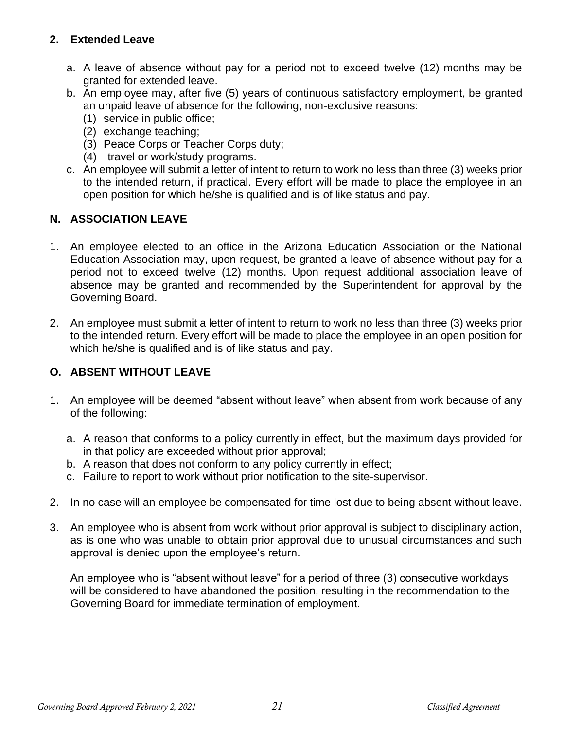### 2. Extended Leave

a. A leave of absence without pay for a period not to exceed twelve (12) months may be granted for extended leave.

b. An employee may, after five (5) years of continuous satisfactory employment, be granted an unpaid leave of absence for the following, non-exclusive reasons:
   (1) service in public office;
   (2) exchange teaching;
   (3) Peace Corps or Teacher Corps duty;
   (4) travel or work/study programs.

c. An employee will submit a letter of intent to return to work no less than three (3) weeks prior to the intended return, if practical. Every effort will be made to place the employee in an open position for which he/she is qualified and is of like status and pay.

## N. ASSOCIATION LEAVE

1. An employee elected to an office in the Arizona Education Association or the National Education Association may, upon request, be granted a leave of absence without pay for a period not to exceed twelve (12) months. Upon request additional association leave of absence may be granted and recommended by the Superintendent for approval by the Governing Board.

2. An employee must submit a letter of intent to return to work no less than three (3) weeks prior to the intended return. Every effort will be made to place the employee in an open position for which he/she is qualified and is of like status and pay.

## O. ABSENT WITHOUT LEAVE

1. An employee will be deemed "absent without leave" when absent from work because of any of the following:

   a. A reason that conforms to a policy currently in effect, but the maximum days provided for in that policy are exceeded without prior approval;
   b. A reason that does not conform to any policy currently in effect;
   c. Failure to report to work without prior notification to the site-supervisor.

2. In no case will an employee be compensated for time lost due to being absent without leave.

3. An employee who is absent from work without prior approval is subject to disciplinary action, as is one who was unable to obtain prior approval due to unusual circumstances and such approval is denied upon the employee's return.

   An employee who is "absent without leave" for a period of three (3) consecutive workdays will be considered to have abandoned the position, resulting in the recommendation to the Governing Board for immediate termination of employment.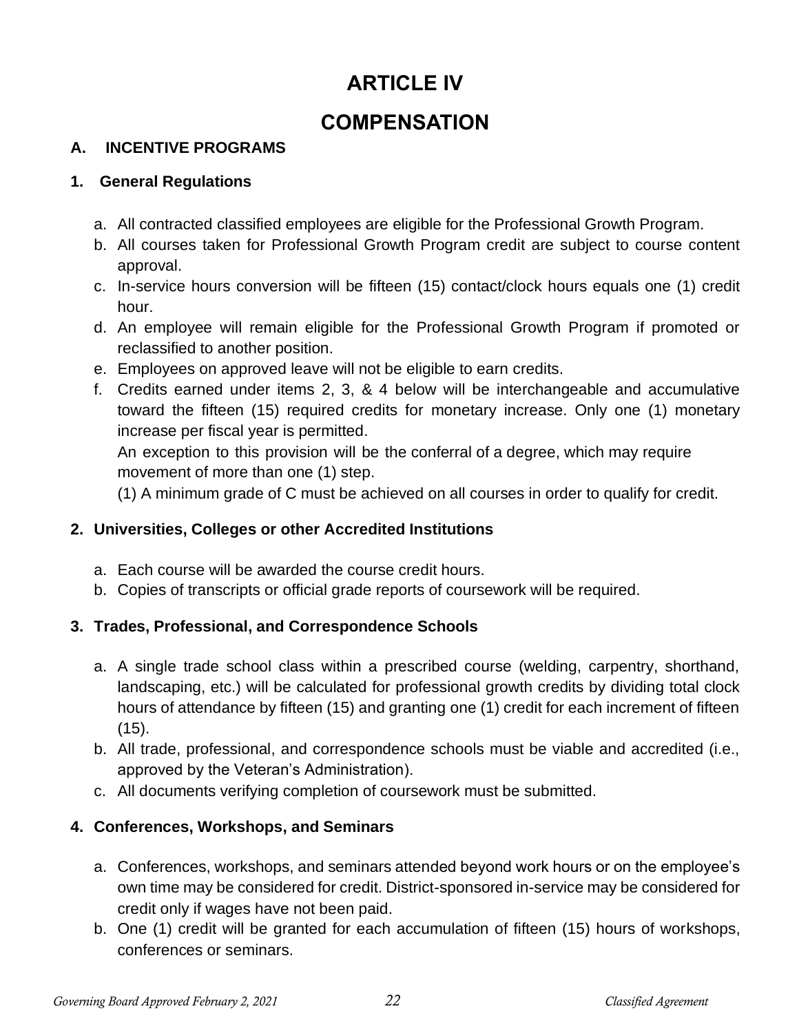# ARTICLE IV

# COMPENSATION

## A. INCENTIVE PROGRAMS

### 1. General Regulations

a. All contracted classified employees are eligible for the Professional Growth Program.
b. All courses taken for Professional Growth Program credit are subject to course content approval.
c. In-service hours conversion will be fifteen (15) contact/clock hours equals one (1) credit hour.
d. An employee will remain eligible for the Professional Growth Program if promoted or reclassified to another position.
e. Employees on approved leave will not be eligible to earn credits.
f. Credits earned under items 2, 3, & 4 below will be interchangeable and accumulative toward the fifteen (15) required credits for monetary increase. Only one (1) monetary increase per fiscal year is permitted.
   An exception to this provision will be the conferral of a degree, which may require movement of more than one (1) step.
   (1) A minimum grade of C must be achieved on all courses in order to qualify for credit.

### 2. Universities, Colleges or other Accredited Institutions

a. Each course will be awarded the course credit hours.
b. Copies of transcripts or official grade reports of coursework will be required.

### 3. Trades, Professional, and Correspondence Schools

a. A single trade school class within a prescribed course (welding, carpentry, shorthand, landscaping, etc.) will be calculated for professional growth credits by dividing total clock hours of attendance by fifteen (15) and granting one (1) credit for each increment of fifteen (15).
b. All trade, professional, and correspondence schools must be viable and accredited (i.e., approved by the Veteran's Administration).
c. All documents verifying completion of coursework must be submitted.

### 4. Conferences, Workshops, and Seminars

a. Conferences, workshops, and seminars attended beyond work hours or on the employee's own time may be considered for credit. District-sponsored in-service may be considered for credit only if wages have not been paid.
b. One (1) credit will be granted for each accumulation of fifteen (15) hours of workshops, conferences or seminars.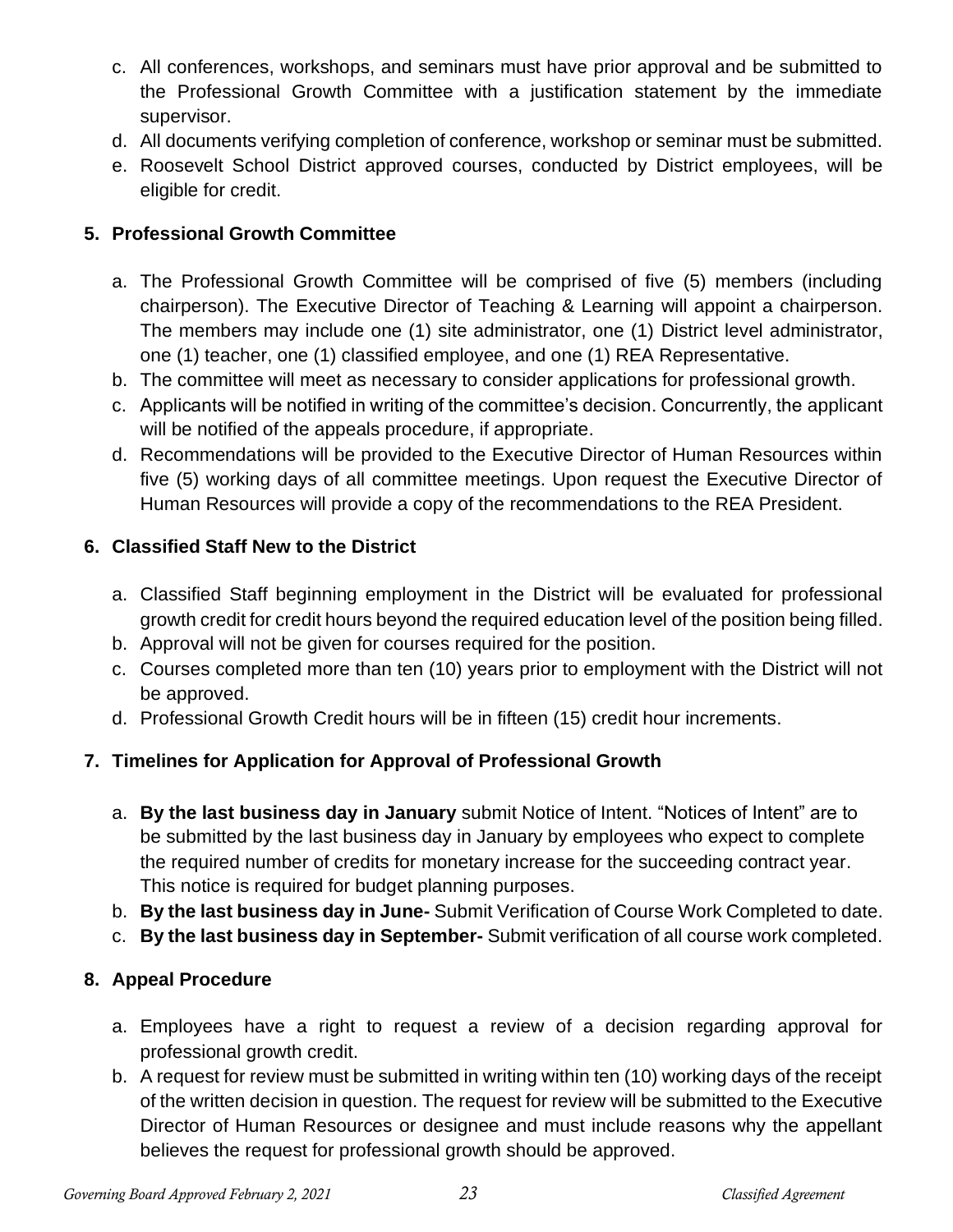c. All conferences, workshops, and seminars must have prior approval and be submitted to the Professional Growth Committee with a justification statement by the immediate supervisor.
d. All documents verifying completion of conference, workshop or seminar must be submitted.
e. Roosevelt School District approved courses, conducted by District employees, will be eligible for credit.

**5. Professional Growth Committee**

a. The Professional Growth Committee will be comprised of five (5) members (including chairperson). The Executive Director of Teaching & Learning will appoint a chairperson. The members may include one (1) site administrator, one (1) District level administrator, one (1) teacher, one (1) classified employee, and one (1) REA Representative.
b. The committee will meet as necessary to consider applications for professional growth.
c. Applicants will be notified in writing of the committee's decision. Concurrently, the applicant will be notified of the appeals procedure, if appropriate.
d. Recommendations will be provided to the Executive Director of Human Resources within five (5) working days of all committee meetings. Upon request the Executive Director of Human Resources will provide a copy of the recommendations to the REA President.

**6. Classified Staff New to the District**

a. Classified Staff beginning employment in the District will be evaluated for professional growth credit for credit hours beyond the required education level of the position being filled.
b. Approval will not be given for courses required for the position.
c. Courses completed more than ten (10) years prior to employment with the District will not be approved.
d. Professional Growth Credit hours will be in fifteen (15) credit hour increments.

**7. Timelines for Application for Approval of Professional Growth**

a. **By the last business day in January** submit Notice of Intent. "Notices of Intent" are to be submitted by the last business day in January by employees who expect to complete the required number of credits for monetary increase for the succeeding contract year. This notice is required for budget planning purposes.
b. **By the last business day in June-** Submit Verification of Course Work Completed to date.
c. **By the last business day in September-** Submit verification of all course work completed.

**8. Appeal Procedure**

a. Employees have a right to request a review of a decision regarding approval for professional growth credit.
b. A request for review must be submitted in writing within ten (10) working days of the receipt of the written decision in question. The request for review will be submitted to the Executive Director of Human Resources or designee and must include reasons why the appellant believes the request for professional growth should be approved.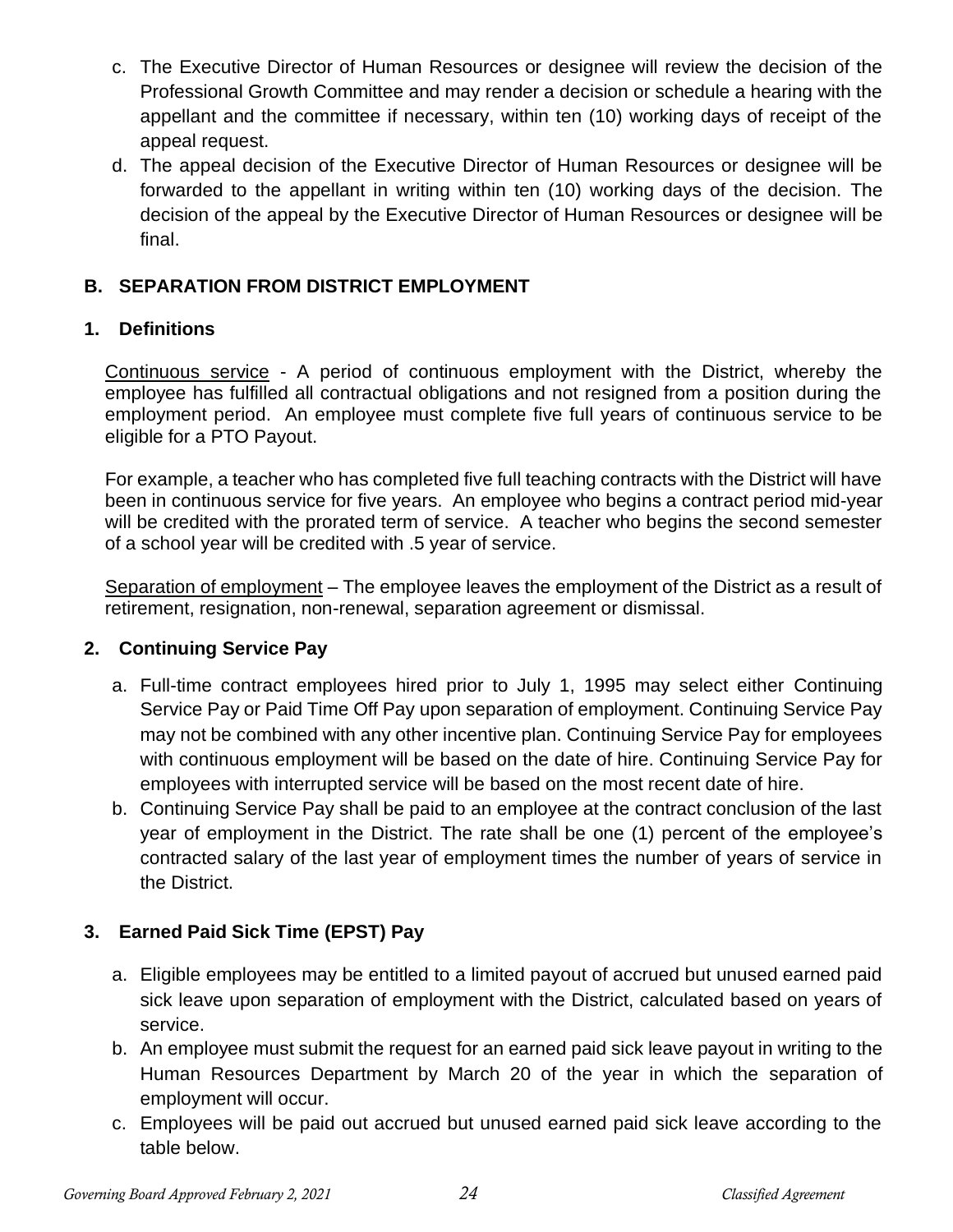c. The Executive Director of Human Resources or designee will review the decision of the Professional Growth Committee and may render a decision or schedule a hearing with the appellant and the committee if necessary, within ten (10) working days of receipt of the appeal request.

d. The appeal decision of the Executive Director of Human Resources or designee will be forwarded to the appellant in writing within ten (10) working days of the decision. The decision of the appeal by the Executive Director of Human Resources or designee will be final.

## B. SEPARATION FROM DISTRICT EMPLOYMENT

### 1. Definitions

Continuous service - A period of continuous employment with the District, whereby the employee has fulfilled all contractual obligations and not resigned from a position during the employment period. An employee must complete five full years of continuous service to be eligible for a PTO Payout.

For example, a teacher who has completed five full teaching contracts with the District will have been in continuous service for five years. An employee who begins a contract period mid-year will be credited with the prorated term of service. A teacher who begins the second semester of a school year will be credited with .5 year of service.

Separation of employment – The employee leaves the employment of the District as a result of retirement, resignation, non-renewal, separation agreement or dismissal.

### 2. Continuing Service Pay

a. Full-time contract employees hired prior to July 1, 1995 may select either Continuing Service Pay or Paid Time Off Pay upon separation of employment. Continuing Service Pay may not be combined with any other incentive plan. Continuing Service Pay for employees with continuous employment will be based on the date of hire. Continuing Service Pay for employees with interrupted service will be based on the most recent date of hire.

b. Continuing Service Pay shall be paid to an employee at the contract conclusion of the last year of employment in the District. The rate shall be one (1) percent of the employee's contracted salary of the last year of employment times the number of years of service in the District.

### 3. Earned Paid Sick Time (EPST) Pay

a. Eligible employees may be entitled to a limited payout of accrued but unused earned paid sick leave upon separation of employment with the District, calculated based on years of service.

b. An employee must submit the request for an earned paid sick leave payout in writing to the Human Resources Department by March 20 of the year in which the separation of employment will occur.

c. Employees will be paid out accrued but unused earned paid sick leave according to the table below.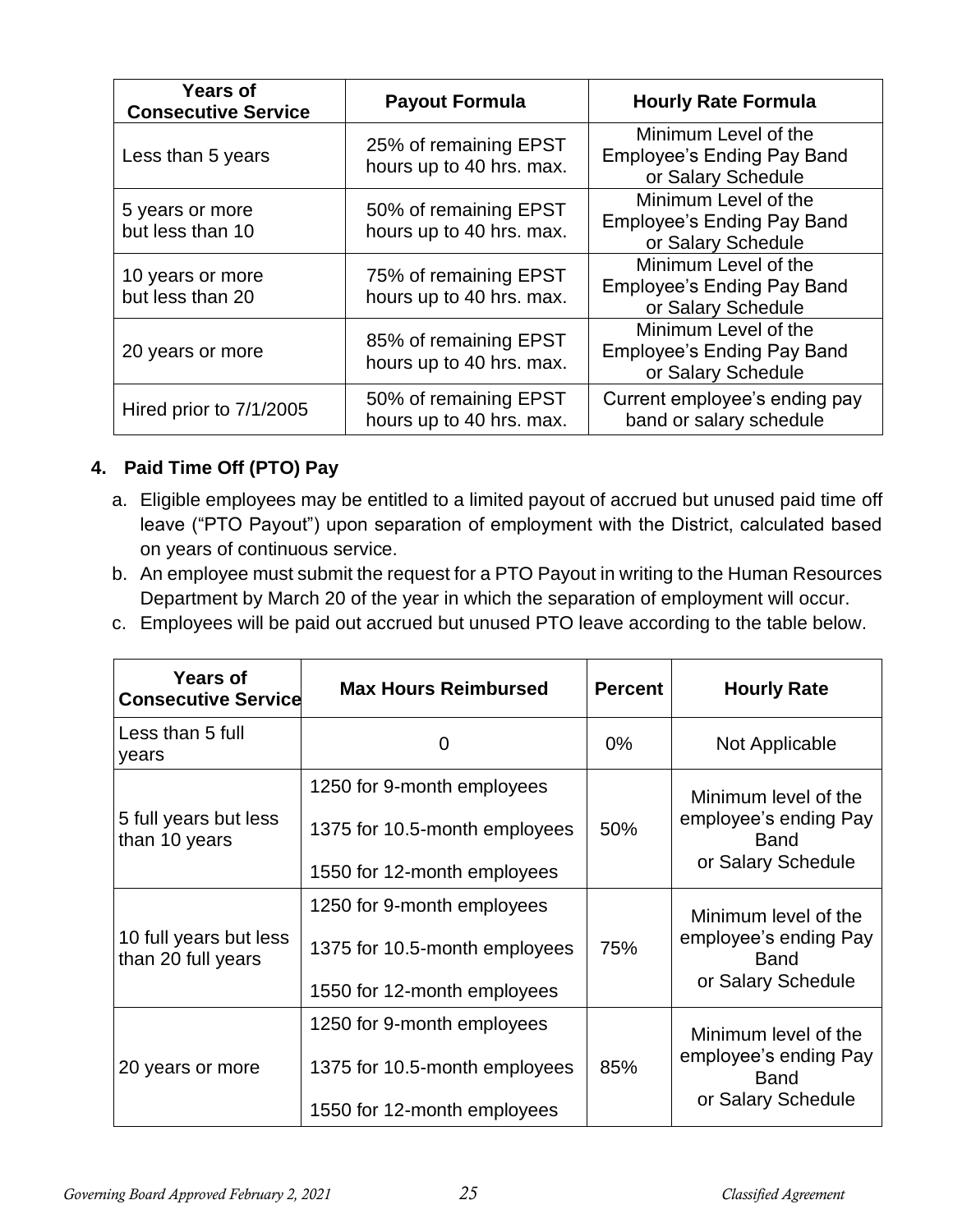| Years of Consecutive Service | Payout Formula | Hourly Rate Formula |
|---|---|---|
| Less than 5 years | 25% of remaining EPST hours up to 40 hrs. max. | Minimum Level of the Employee's Ending Pay Band or Salary Schedule |
| 5 years or more but less than 10 | 50% of remaining EPST hours up to 40 hrs. max. | Minimum Level of the Employee's Ending Pay Band or Salary Schedule |
| 10 years or more but less than 20 | 75% of remaining EPST hours up to 40 hrs. max. | Minimum Level of the Employee's Ending Pay Band or Salary Schedule |
| 20 years or more | 85% of remaining EPST hours up to 40 hrs. max. | Minimum Level of the Employee's Ending Pay Band or Salary Schedule |
| Hired prior to 7/1/2005 | 50% of remaining EPST hours up to 40 hrs. max. | Current employee's ending pay band or salary schedule |

## 4. Paid Time Off (PTO) Pay

a. Eligible employees may be entitled to a limited payout of accrued but unused paid time off leave ("PTO Payout") upon separation of employment with the District, calculated based on years of continuous service.

b. An employee must submit the request for a PTO Payout in writing to the Human Resources Department by March 20 of the year in which the separation of employment will occur.

c. Employees will be paid out accrued but unused PTO leave according to the table below.

| Years of Consecutive Service | Max Hours Reimbursed | Percent | Hourly Rate |
|---|---|---|---|
| Less than 5 full years | 0 | 0% | Not Applicable |
| 5 full years but less than 10 years | 1250 for 9-month employees<br>1375 for 10.5-month employees<br>1550 for 12-month employees | 50% | Minimum level of the employee's ending Pay Band or Salary Schedule |
| 10 full years but less than 20 full years | 1250 for 9-month employees<br>1375 for 10.5-month employees<br>1550 for 12-month employees | 75% | Minimum level of the employee's ending Pay Band or Salary Schedule |
| 20 years or more | 1250 for 9-month employees<br>1375 for 10.5-month employees<br>1550 for 12-month employees | 85% | Minimum level of the employee's ending Pay Band or Salary Schedule |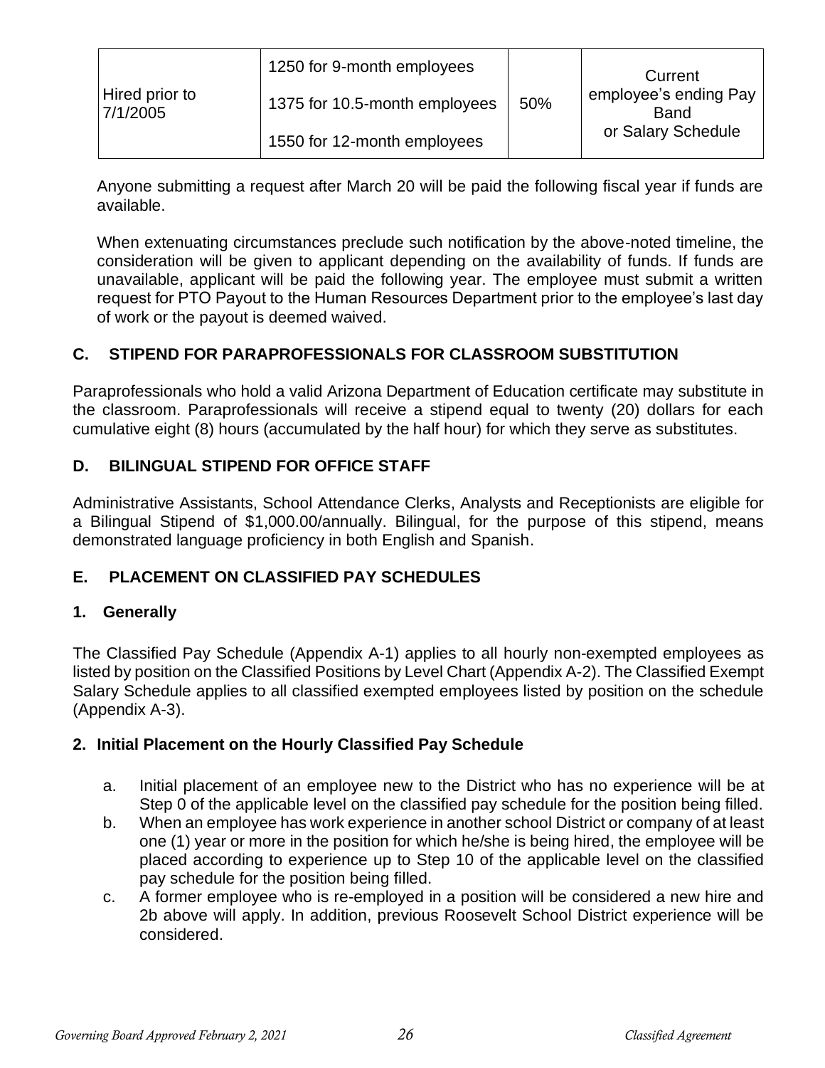| Hired prior to 7/1/2005 | 1250 for 9-month employees<br>1375 for 10.5-month employees<br>1550 for 12-month employees | 50% | Current employee's ending Pay Band or Salary Schedule |
|---|---|---|---|

Anyone submitting a request after March 20 will be paid the following fiscal year if funds are available.

When extenuating circumstances preclude such notification by the above-noted timeline, the consideration will be given to applicant depending on the availability of funds. If funds are unavailable, applicant will be paid the following year. The employee must submit a written request for PTO Payout to the Human Resources Department prior to the employee's last day of work or the payout is deemed waived.

## C. STIPEND FOR PARAPROFESSIONALS FOR CLASSROOM SUBSTITUTION

Paraprofessionals who hold a valid Arizona Department of Education certificate may substitute in the classroom. Paraprofessionals will receive a stipend equal to twenty (20) dollars for each cumulative eight (8) hours (accumulated by the half hour) for which they serve as substitutes.

## D. BILINGUAL STIPEND FOR OFFICE STAFF

Administrative Assistants, School Attendance Clerks, Analysts and Receptionists are eligible for a Bilingual Stipend of $1,000.00/annually. Bilingual, for the purpose of this stipend, means demonstrated language proficiency in both English and Spanish.

## E. PLACEMENT ON CLASSIFIED PAY SCHEDULES

### 1. Generally

The Classified Pay Schedule (Appendix A-1) applies to all hourly non-exempted employees as listed by position on the Classified Positions by Level Chart (Appendix A-2). The Classified Exempt Salary Schedule applies to all classified exempted employees listed by position on the schedule (Appendix A-3).

### 2. Initial Placement on the Hourly Classified Pay Schedule

a. Initial placement of an employee new to the District who has no experience will be at Step 0 of the applicable level on the classified pay schedule for the position being filled.

b. When an employee has work experience in another school District or company of at least one (1) year or more in the position for which he/she is being hired, the employee will be placed according to experience up to Step 10 of the applicable level on the classified pay schedule for the position being filled.

c. A former employee who is re-employed in a position will be considered a new hire and 2b above will apply. In addition, previous Roosevelt School District experience will be considered.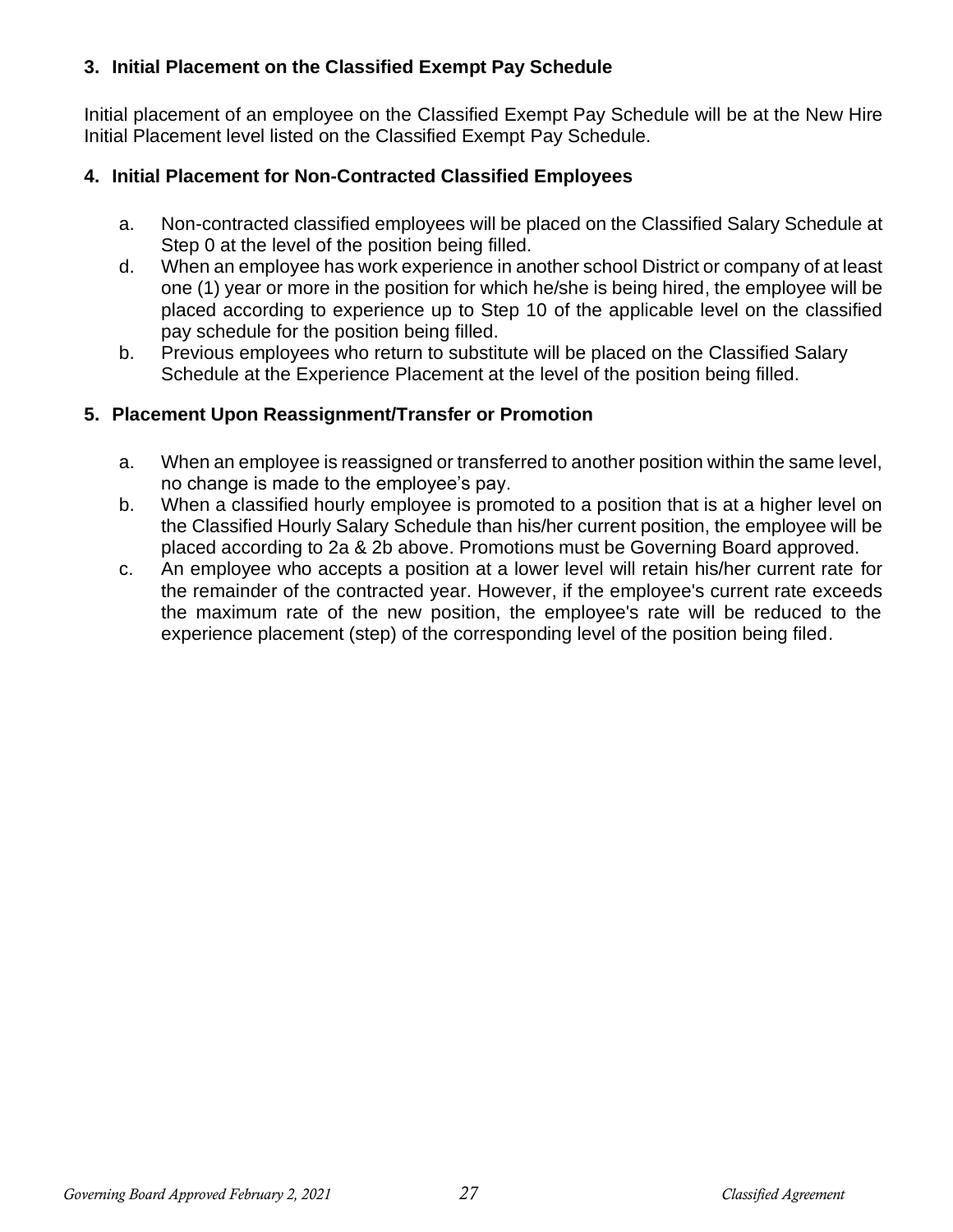### 3. Initial Placement on the Classified Exempt Pay Schedule

Initial placement of an employee on the Classified Exempt Pay Schedule will be at the New Hire Initial Placement level listed on the Classified Exempt Pay Schedule.

### 4. Initial Placement for Non-Contracted Classified Employees

a. Non-contracted classified employees will be placed on the Classified Salary Schedule at Step 0 at the level of the position being filled.

d. When an employee has work experience in another school District or company of at least one (1) year or more in the position for which he/she is being hired, the employee will be placed according to experience up to Step 10 of the applicable level on the classified pay schedule for the position being filled.

b. Previous employees who return to substitute will be placed on the Classified Salary Schedule at the Experience Placement at the level of the position being filled.

### 5. Placement Upon Reassignment/Transfer or Promotion

a. When an employee is reassigned or transferred to another position within the same level, no change is made to the employee's pay.

b. When a classified hourly employee is promoted to a position that is at a higher level on the Classified Hourly Salary Schedule than his/her current position, the employee will be placed according to 2a & 2b above. Promotions must be Governing Board approved.

c. An employee who accepts a position at a lower level will retain his/her current rate for the remainder of the contracted year. However, if the employee's current rate exceeds the maximum rate of the new position, the employee's rate will be reduced to the experience placement (step) of the corresponding level of the position being filed.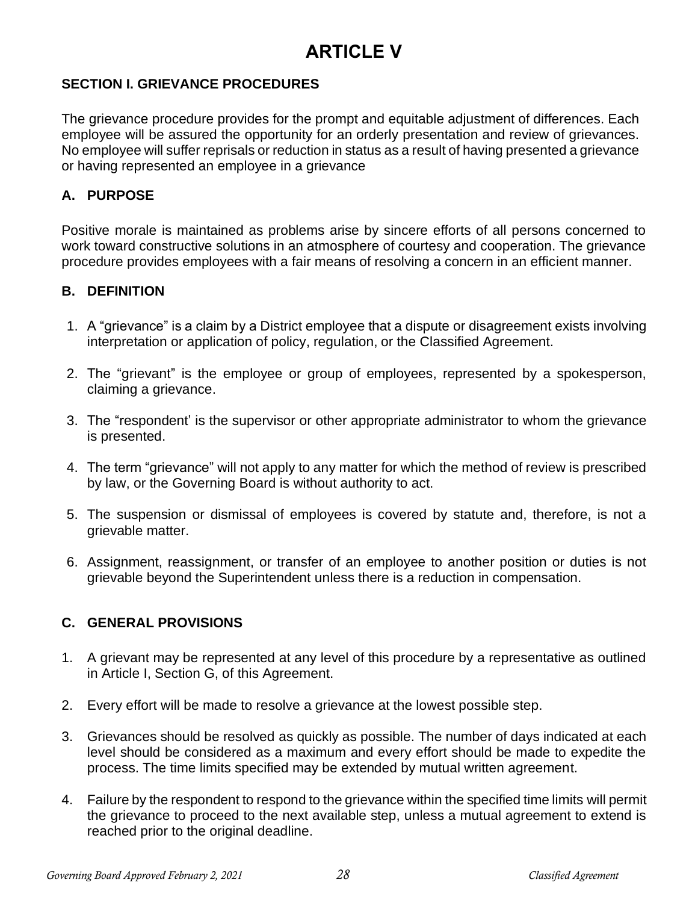# ARTICLE V

### SECTION I. GRIEVANCE PROCEDURES

The grievance procedure provides for the prompt and equitable adjustment of differences. Each employee will be assured the opportunity for an orderly presentation and review of grievances. No employee will suffer reprisals or reduction in status as a result of having presented a grievance or having represented an employee in a grievance

### A. PURPOSE

Positive morale is maintained as problems arise by sincere efforts of all persons concerned to work toward constructive solutions in an atmosphere of courtesy and cooperation. The grievance procedure provides employees with a fair means of resolving a concern in an efficient manner.

### B. DEFINITION

1. A "grievance" is a claim by a District employee that a dispute or disagreement exists involving interpretation or application of policy, regulation, or the Classified Agreement.

2. The "grievant" is the employee or group of employees, represented by a spokesperson, claiming a grievance.

3. The "respondent' is the supervisor or other appropriate administrator to whom the grievance is presented.

4. The term "grievance" will not apply to any matter for which the method of review is prescribed by law, or the Governing Board is without authority to act.

5. The suspension or dismissal of employees is covered by statute and, therefore, is not a grievable matter.

6. Assignment, reassignment, or transfer of an employee to another position or duties is not grievable beyond the Superintendent unless there is a reduction in compensation.

### C. GENERAL PROVISIONS

1. A grievant may be represented at any level of this procedure by a representative as outlined in Article I, Section G, of this Agreement.

2. Every effort will be made to resolve a grievance at the lowest possible step.

3. Grievances should be resolved as quickly as possible. The number of days indicated at each level should be considered as a maximum and every effort should be made to expedite the process. The time limits specified may be extended by mutual written agreement.

4. Failure by the respondent to respond to the grievance within the specified time limits will permit the grievance to proceed to the next available step, unless a mutual agreement to extend is reached prior to the original deadline.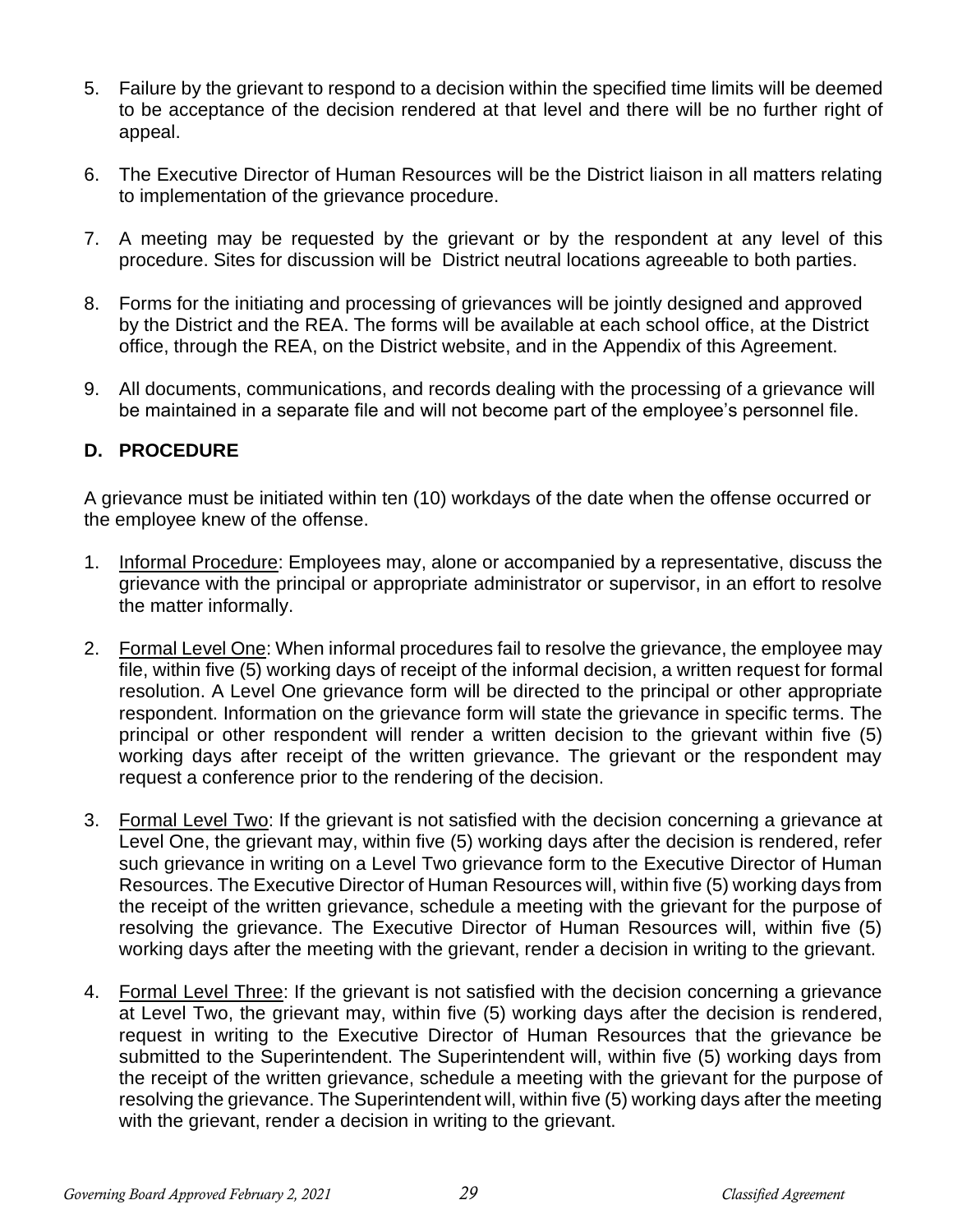5. Failure by the grievant to respond to a decision within the specified time limits will be deemed to be acceptance of the decision rendered at that level and there will be no further right of appeal.

6. The Executive Director of Human Resources will be the District liaison in all matters relating to implementation of the grievance procedure.

7. A meeting may be requested by the grievant or by the respondent at any level of this procedure. Sites for discussion will be District neutral locations agreeable to both parties.

8. Forms for the initiating and processing of grievances will be jointly designed and approved by the District and the REA. The forms will be available at each school office, at the District office, through the REA, on the District website, and in the Appendix of this Agreement.

9. All documents, communications, and records dealing with the processing of a grievance will be maintained in a separate file and will not become part of the employee's personnel file.

### D. PROCEDURE

A grievance must be initiated within ten (10) workdays of the date when the offense occurred or the employee knew of the offense.

1. Informal Procedure: Employees may, alone or accompanied by a representative, discuss the grievance with the principal or appropriate administrator or supervisor, in an effort to resolve the matter informally.

2. Formal Level One: When informal procedures fail to resolve the grievance, the employee may file, within five (5) working days of receipt of the informal decision, a written request for formal resolution. A Level One grievance form will be directed to the principal or other appropriate respondent. Information on the grievance form will state the grievance in specific terms. The principal or other respondent will render a written decision to the grievant within five (5) working days after receipt of the written grievance. The grievant or the respondent may request a conference prior to the rendering of the decision.

3. Formal Level Two: If the grievant is not satisfied with the decision concerning a grievance at Level One, the grievant may, within five (5) working days after the decision is rendered, refer such grievance in writing on a Level Two grievance form to the Executive Director of Human Resources. The Executive Director of Human Resources will, within five (5) working days from the receipt of the written grievance, schedule a meeting with the grievant for the purpose of resolving the grievance. The Executive Director of Human Resources will, within five (5) working days after the meeting with the grievant, render a decision in writing to the grievant.

4. Formal Level Three: If the grievant is not satisfied with the decision concerning a grievance at Level Two, the grievant may, within five (5) working days after the decision is rendered, request in writing to the Executive Director of Human Resources that the grievance be submitted to the Superintendent. The Superintendent will, within five (5) working days from the receipt of the written grievance, schedule a meeting with the grievant for the purpose of resolving the grievance. The Superintendent will, within five (5) working days after the meeting with the grievant, render a decision in writing to the grievant.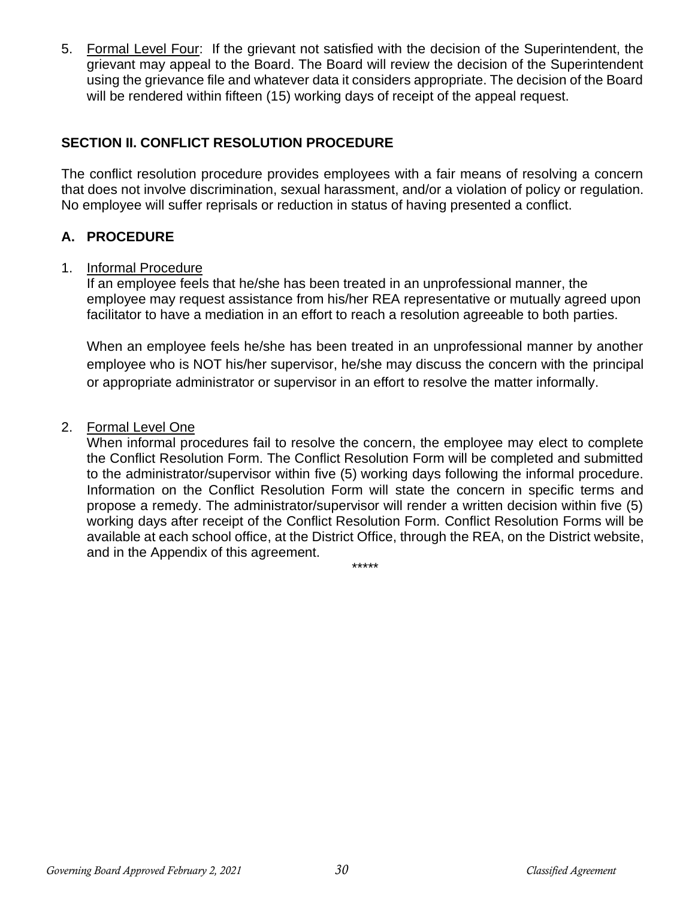5. <u>Formal Level Four</u>: If the grievant not satisfied with the decision of the Superintendent, the grievant may appeal to the Board. The Board will review the decision of the Superintendent using the grievance file and whatever data it considers appropriate. The decision of the Board will be rendered within fifteen (15) working days of receipt of the appeal request.

## SECTION II. CONFLICT RESOLUTION PROCEDURE

The conflict resolution procedure provides employees with a fair means of resolving a concern that does not involve discrimination, sexual harassment, and/or a violation of policy or regulation. No employee will suffer reprisals or reduction in status of having presented a conflict.

### A. PROCEDURE

1. <u>Informal Procedure</u>
   If an employee feels that he/she has been treated in an unprofessional manner, the employee may request assistance from his/her REA representative or mutually agreed upon facilitator to have a mediation in an effort to reach a resolution agreeable to both parties.

   When an employee feels he/she has been treated in an unprofessional manner by another employee who is NOT his/her supervisor, he/she may discuss the concern with the principal or appropriate administrator or supervisor in an effort to resolve the matter informally.

2. <u>Formal Level One</u>
   When informal procedures fail to resolve the concern, the employee may elect to complete the Conflict Resolution Form. The Conflict Resolution Form will be completed and submitted to the administrator/supervisor within five (5) working days following the informal procedure. Information on the Conflict Resolution Form will state the concern in specific terms and propose a remedy. The administrator/supervisor will render a written decision within five (5) working days after receipt of the Conflict Resolution Form. Conflict Resolution Forms will be available at each school office, at the District Office, through the REA, on the District website, and in the Appendix of this agreement.

*****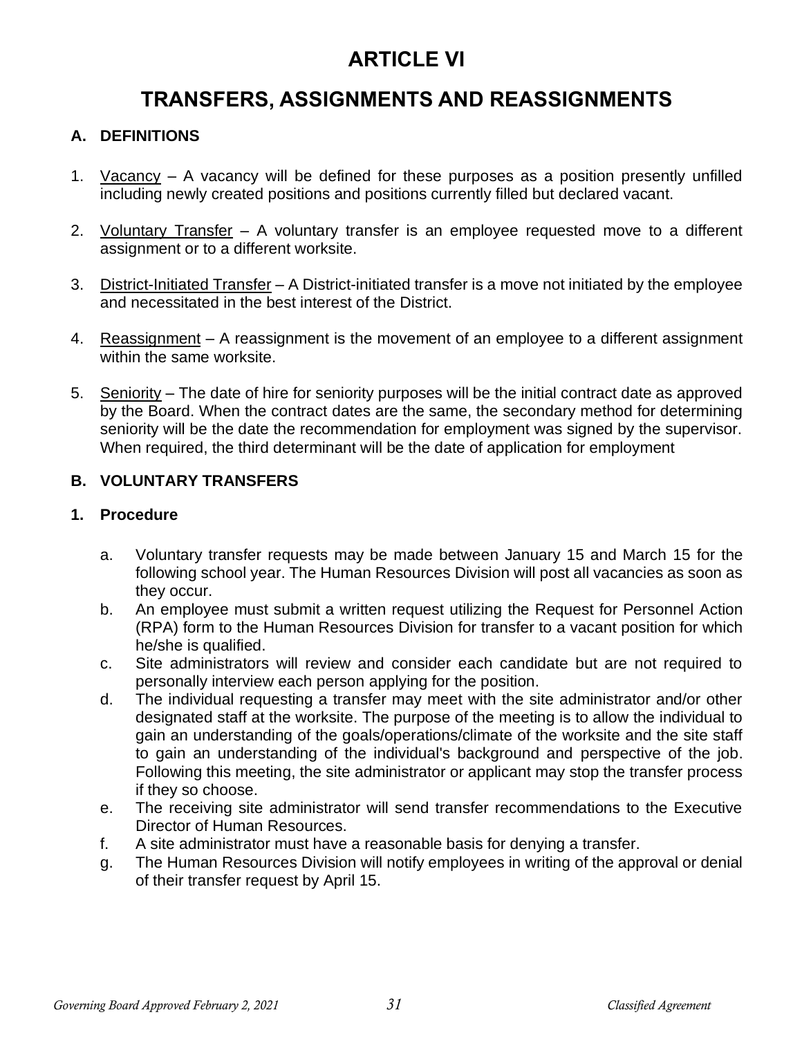# ARTICLE VI

# TRANSFERS, ASSIGNMENTS AND REASSIGNMENTS

## A. DEFINITIONS

1. Vacancy – A vacancy will be defined for these purposes as a position presently unfilled including newly created positions and positions currently filled but declared vacant.

2. Voluntary Transfer – A voluntary transfer is an employee requested move to a different assignment or to a different worksite.

3. District-Initiated Transfer – A District-initiated transfer is a move not initiated by the employee and necessitated in the best interest of the District.

4. Reassignment – A reassignment is the movement of an employee to a different assignment within the same worksite.

5. Seniority – The date of hire for seniority purposes will be the initial contract date as approved by the Board. When the contract dates are the same, the secondary method for determining seniority will be the date the recommendation for employment was signed by the supervisor. When required, the third determinant will be the date of application for employment

## B. VOLUNTARY TRANSFERS

### 1. Procedure

a. Voluntary transfer requests may be made between January 15 and March 15 for the following school year. The Human Resources Division will post all vacancies as soon as they occur.
b. An employee must submit a written request utilizing the Request for Personnel Action (RPA) form to the Human Resources Division for transfer to a vacant position for which he/she is qualified.
c. Site administrators will review and consider each candidate but are not required to personally interview each person applying for the position.
d. The individual requesting a transfer may meet with the site administrator and/or other designated staff at the worksite. The purpose of the meeting is to allow the individual to gain an understanding of the goals/operations/climate of the worksite and the site staff to gain an understanding of the individual's background and perspective of the job. Following this meeting, the site administrator or applicant may stop the transfer process if they so choose.
e. The receiving site administrator will send transfer recommendations to the Executive Director of Human Resources.
f. A site administrator must have a reasonable basis for denying a transfer.
g. The Human Resources Division will notify employees in writing of the approval or denial of their transfer request by April 15.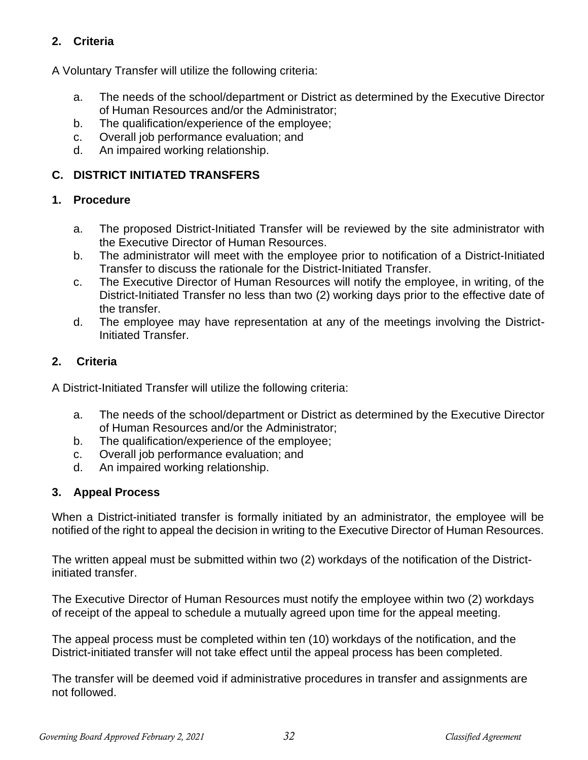### 2. Criteria

A Voluntary Transfer will utilize the following criteria:

a. The needs of the school/department or District as determined by the Executive Director of Human Resources and/or the Administrator;
b. The qualification/experience of the employee;
c. Overall job performance evaluation; and
d. An impaired working relationship.

## C. DISTRICT INITIATED TRANSFERS

### 1. Procedure

a. The proposed District-Initiated Transfer will be reviewed by the site administrator with the Executive Director of Human Resources.
b. The administrator will meet with the employee prior to notification of a District-Initiated Transfer to discuss the rationale for the District-Initiated Transfer.
c. The Executive Director of Human Resources will notify the employee, in writing, of the District-Initiated Transfer no less than two (2) working days prior to the effective date of the transfer.
d. The employee may have representation at any of the meetings involving the District-Initiated Transfer.

### 2. Criteria

A District-Initiated Transfer will utilize the following criteria:

a. The needs of the school/department or District as determined by the Executive Director of Human Resources and/or the Administrator;
b. The qualification/experience of the employee;
c. Overall job performance evaluation; and
d. An impaired working relationship.

### 3. Appeal Process

When a District-initiated transfer is formally initiated by an administrator, the employee will be notified of the right to appeal the decision in writing to the Executive Director of Human Resources.

The written appeal must be submitted within two (2) workdays of the notification of the District-initiated transfer.

The Executive Director of Human Resources must notify the employee within two (2) workdays of receipt of the appeal to schedule a mutually agreed upon time for the appeal meeting.

The appeal process must be completed within ten (10) workdays of the notification, and the District-initiated transfer will not take effect until the appeal process has been completed.

The transfer will be deemed void if administrative procedures in transfer and assignments are not followed.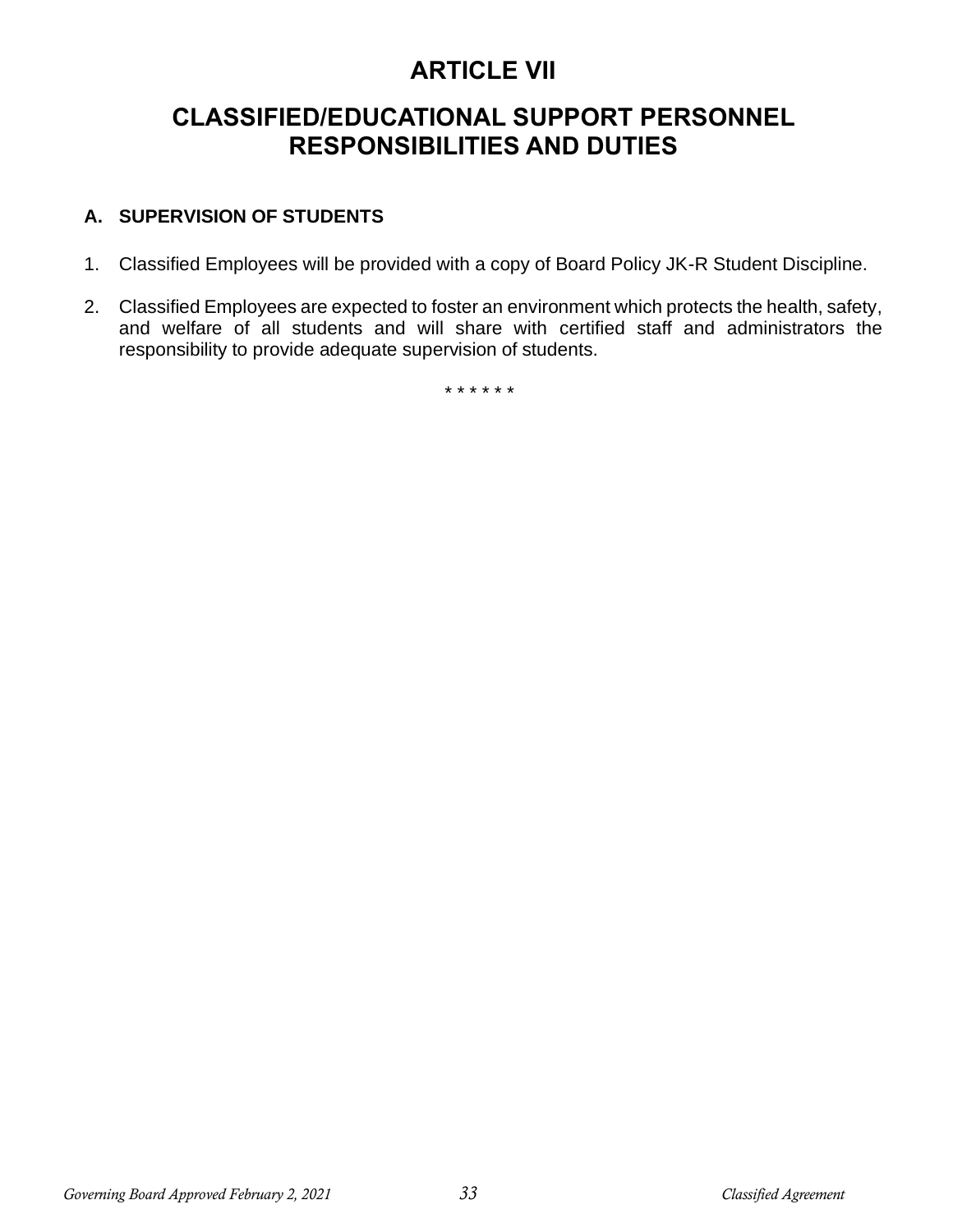# ARTICLE VII

# CLASSIFIED/EDUCATIONAL SUPPORT PERSONNEL RESPONSIBILITIES AND DUTIES

## A. SUPERVISION OF STUDENTS

1. Classified Employees will be provided with a copy of Board Policy JK-R Student Discipline.

2. Classified Employees are expected to foster an environment which protects the health, safety, and welfare of all students and will share with certified staff and administrators the responsibility to provide adequate supervision of students.

* * * * * *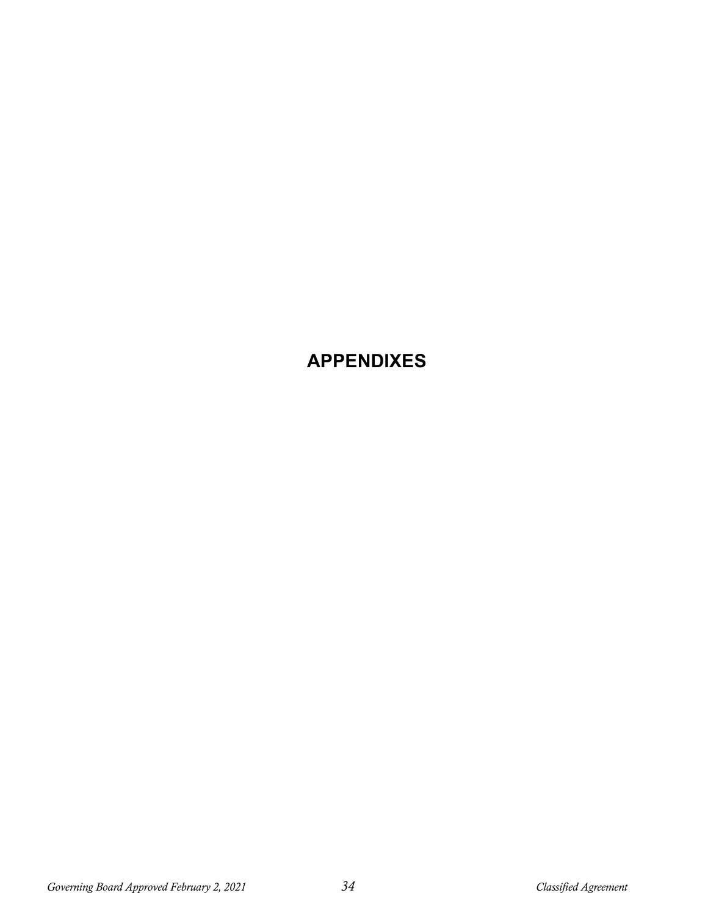# APPENDIXES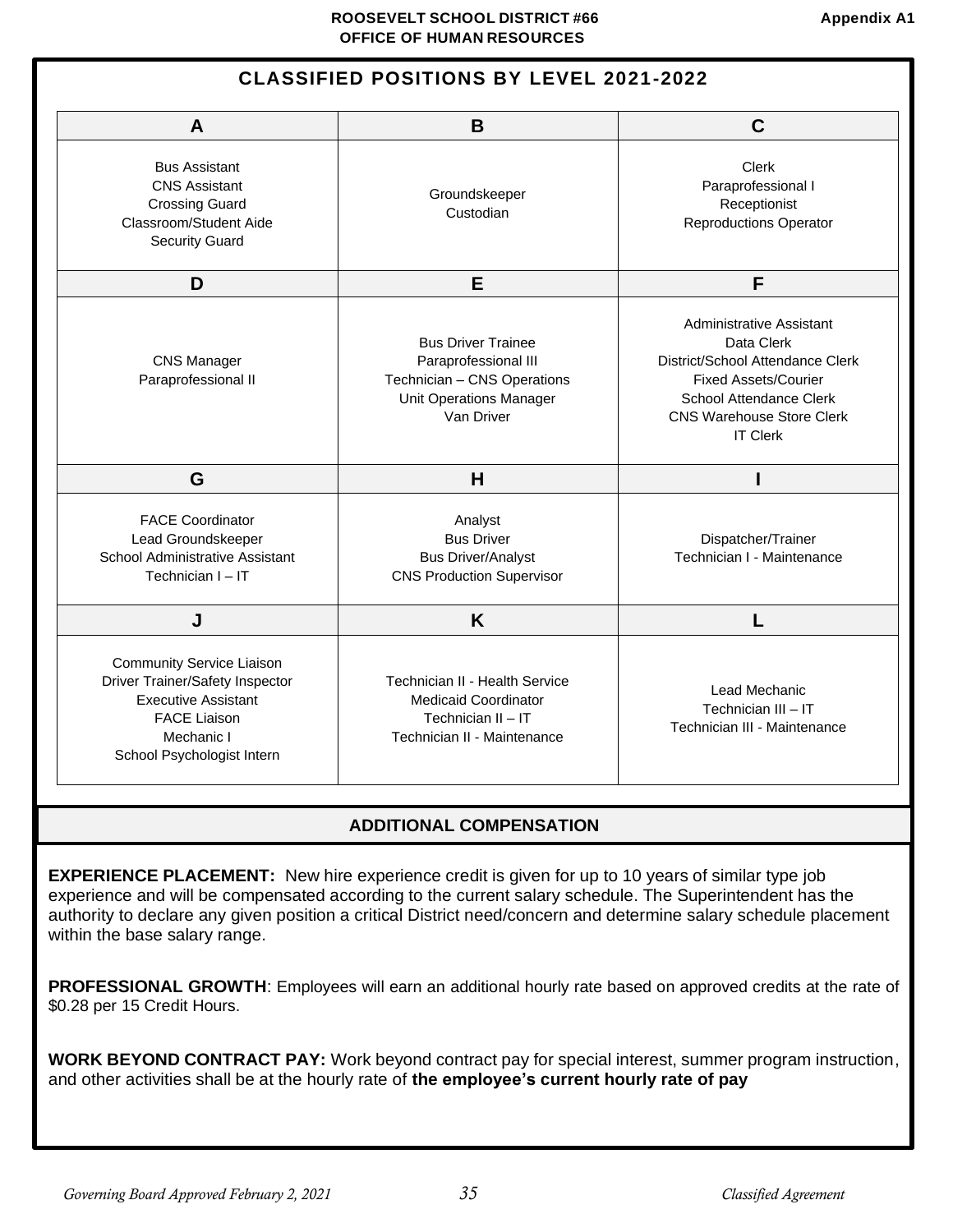ROOSEVELT SCHOOL DISTRICT #66
OFFICE OF HUMAN RESOURCES

Appendix A1

## CLASSIFIED POSITIONS BY LEVEL 2021-2022

| A | B | C |
|---|---|---|
| Bus Assistant<br>CNS Assistant<br>Crossing Guard<br>Classroom/Student Aide<br>Security Guard | Groundskeeper<br>Custodian | Clerk<br>Paraprofessional I<br>Receptionist<br>Reproductions Operator |
| **D** | **E** | **F** |
| CNS Manager<br>Paraprofessional II | Bus Driver Trainee<br>Paraprofessional III<br>Technician – CNS Operations<br>Unit Operations Manager<br>Van Driver | Administrative Assistant<br>Data Clerk<br>District/School Attendance Clerk<br>Fixed Assets/Courier<br>School Attendance Clerk<br>CNS Warehouse Store Clerk<br>IT Clerk |
| **G** | **H** | **I** |
| FACE Coordinator<br>Lead Groundskeeper<br>School Administrative Assistant<br>Technician I – IT | Analyst<br>Bus Driver<br>Bus Driver/Analyst<br>CNS Production Supervisor | Dispatcher/Trainer<br>Technician I - Maintenance |
| **J** | **K** | **L** |
| Community Service Liaison<br>Driver Trainer/Safety Inspector<br>Executive Assistant<br>FACE Liaison<br>Mechanic I<br>School Psychologist Intern | Technician II - Health Service<br>Medicaid Coordinator<br>Technician II – IT<br>Technician II - Maintenance | Lead Mechanic<br>Technician III – IT<br>Technician III - Maintenance |

## ADDITIONAL COMPENSATION

**EXPERIENCE PLACEMENT:** New hire experience credit is given for up to 10 years of similar type job experience and will be compensated according to the current salary schedule. The Superintendent has the authority to declare any given position a critical District need/concern and determine salary schedule placement within the base salary range.

**PROFESSIONAL GROWTH**: Employees will earn an additional hourly rate based on approved credits at the rate of \$0.28 per 15 Credit Hours.

**WORK BEYOND CONTRACT PAY:** Work beyond contract pay for special interest, summer program instruction, and other activities shall be at the hourly rate of **the employee's current hourly rate of pay**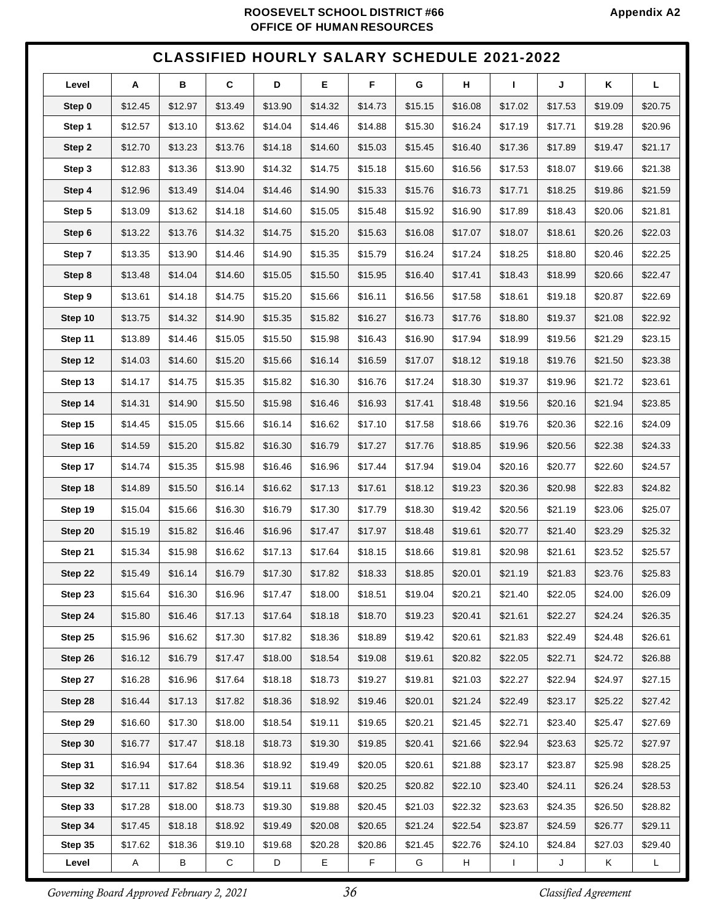ROOSEVELT SCHOOL DISTRICT #66
OFFICE OF HUMAN RESOURCES

Appendix A2

## CLASSIFIED HOURLY SALARY SCHEDULE 2021-2022

| Level | A | B | C | D | E | F | G | H | I | J | K | L |
|---|---|---|---|---|---|---|---|---|---|---|---|---|
| Step 0 | $12.45 | $12.97 | $13.49 | $13.90 | $14.32 | $14.73 | $15.15 | $16.08 | $17.02 | $17.53 | $19.09 | $20.75 |
| Step 1 | $12.57 | $13.10 | $13.62 | $14.04 | $14.46 | $14.88 | $15.30 | $16.24 | $17.19 | $17.71 | $19.28 | $20.96 |
| Step 2 | $12.70 | $13.23 | $13.76 | $14.18 | $14.60 | $15.03 | $15.45 | $16.40 | $17.36 | $17.89 | $19.47 | $21.17 |
| Step 3 | $12.83 | $13.36 | $13.90 | $14.32 | $14.75 | $15.18 | $15.60 | $16.56 | $17.53 | $18.07 | $19.66 | $21.38 |
| Step 4 | $12.96 | $13.49 | $14.04 | $14.46 | $14.90 | $15.33 | $15.76 | $16.73 | $17.71 | $18.25 | $19.86 | $21.59 |
| Step 5 | $13.09 | $13.62 | $14.18 | $14.60 | $15.05 | $15.48 | $15.92 | $16.90 | $17.89 | $18.43 | $20.06 | $21.81 |
| Step 6 | $13.22 | $13.76 | $14.32 | $14.75 | $15.20 | $15.63 | $16.08 | $17.07 | $18.07 | $18.61 | $20.26 | $22.03 |
| Step 7 | $13.35 | $13.90 | $14.46 | $14.90 | $15.35 | $15.79 | $16.24 | $17.24 | $18.25 | $18.80 | $20.46 | $22.25 |
| Step 8 | $13.48 | $14.04 | $14.60 | $15.05 | $15.50 | $15.95 | $16.40 | $17.41 | $18.43 | $18.99 | $20.66 | $22.47 |
| Step 9 | $13.61 | $14.18 | $14.75 | $15.20 | $15.66 | $16.11 | $16.56 | $17.58 | $18.61 | $19.18 | $20.87 | $22.69 |
| Step 10 | $13.75 | $14.32 | $14.90 | $15.35 | $15.82 | $16.27 | $16.73 | $17.76 | $18.80 | $19.37 | $21.08 | $22.92 |
| Step 11 | $13.89 | $14.46 | $15.05 | $15.50 | $15.98 | $16.43 | $16.90 | $17.94 | $18.99 | $19.56 | $21.29 | $23.15 |
| Step 12 | $14.03 | $14.60 | $15.20 | $15.66 | $16.14 | $16.59 | $17.07 | $18.12 | $19.18 | $19.76 | $21.50 | $23.38 |
| Step 13 | $14.17 | $14.75 | $15.35 | $15.82 | $16.30 | $16.76 | $17.24 | $18.30 | $19.37 | $19.96 | $21.72 | $23.61 |
| Step 14 | $14.31 | $14.90 | $15.50 | $15.98 | $16.46 | $16.93 | $17.41 | $18.48 | $19.56 | $20.16 | $21.94 | $23.85 |
| Step 15 | $14.45 | $15.05 | $15.66 | $16.14 | $16.62 | $17.10 | $17.58 | $18.66 | $19.76 | $20.36 | $22.16 | $24.09 |
| Step 16 | $14.59 | $15.20 | $15.82 | $16.30 | $16.79 | $17.27 | $17.76 | $18.85 | $19.96 | $20.56 | $22.38 | $24.33 |
| Step 17 | $14.74 | $15.35 | $15.98 | $16.46 | $16.96 | $17.44 | $17.94 | $19.04 | $20.16 | $20.77 | $22.60 | $24.57 |
| Step 18 | $14.89 | $15.50 | $16.14 | $16.62 | $17.13 | $17.61 | $18.12 | $19.23 | $20.36 | $20.98 | $22.83 | $24.82 |
| Step 19 | $15.04 | $15.66 | $16.30 | $16.79 | $17.30 | $17.79 | $18.30 | $19.42 | $20.56 | $21.19 | $23.06 | $25.07 |
| Step 20 | $15.19 | $15.82 | $16.46 | $16.96 | $17.47 | $17.97 | $18.48 | $19.61 | $20.77 | $21.40 | $23.29 | $25.32 |
| Step 21 | $15.34 | $15.98 | $16.62 | $17.13 | $17.64 | $18.15 | $18.66 | $19.81 | $20.98 | $21.61 | $23.52 | $25.57 |
| Step 22 | $15.49 | $16.14 | $16.79 | $17.30 | $17.82 | $18.33 | $18.85 | $20.01 | $21.19 | $21.83 | $23.76 | $25.83 |
| Step 23 | $15.64 | $16.30 | $16.96 | $17.47 | $18.00 | $18.51 | $19.04 | $20.21 | $21.40 | $22.05 | $24.00 | $26.09 |
| Step 24 | $15.80 | $16.46 | $17.13 | $17.64 | $18.18 | $18.70 | $19.23 | $20.41 | $21.61 | $22.27 | $24.24 | $26.35 |
| Step 25 | $15.96 | $16.62 | $17.30 | $17.82 | $18.36 | $18.89 | $19.42 | $20.61 | $21.83 | $22.49 | $24.48 | $26.61 |
| Step 26 | $16.12 | $16.79 | $17.47 | $18.00 | $18.54 | $19.08 | $19.61 | $20.82 | $22.05 | $22.71 | $24.72 | $26.88 |
| Step 27 | $16.28 | $16.96 | $17.64 | $18.18 | $18.73 | $19.27 | $19.81 | $21.03 | $22.27 | $22.94 | $24.97 | $27.15 |
| Step 28 | $16.44 | $17.13 | $17.82 | $18.36 | $18.92 | $19.46 | $20.01 | $21.24 | $22.49 | $23.17 | $25.22 | $27.42 |
| Step 29 | $16.60 | $17.30 | $18.00 | $18.54 | $19.11 | $19.65 | $20.21 | $21.45 | $22.71 | $23.40 | $25.47 | $27.69 |
| Step 30 | $16.77 | $17.47 | $18.18 | $18.73 | $19.30 | $19.85 | $20.41 | $21.66 | $22.94 | $23.63 | $25.72 | $27.97 |
| Step 31 | $16.94 | $17.64 | $18.36 | $18.92 | $19.49 | $20.05 | $20.61 | $21.88 | $23.17 | $23.87 | $25.98 | $28.25 |
| Step 32 | $17.11 | $17.82 | $18.54 | $19.11 | $19.68 | $20.25 | $20.82 | $22.10 | $23.40 | $24.11 | $26.24 | $28.53 |
| Step 33 | $17.28 | $18.00 | $18.73 | $19.30 | $19.88 | $20.45 | $21.03 | $22.32 | $23.63 | $24.35 | $26.50 | $28.82 |
| Step 34 | $17.45 | $18.18 | $18.92 | $19.49 | $20.08 | $20.65 | $21.24 | $22.54 | $23.87 | $24.59 | $26.77 | $29.11 |
| Step 35 | $17.62 | $18.36 | $19.10 | $19.68 | $20.28 | $20.86 | $21.45 | $22.76 | $24.10 | $24.84 | $27.03 | $29.40 |
| Level | A | B | C | D | E | F | G | H | I | J | K | L |

*Governing Board Approved February 2, 2021* *Classified Agreement*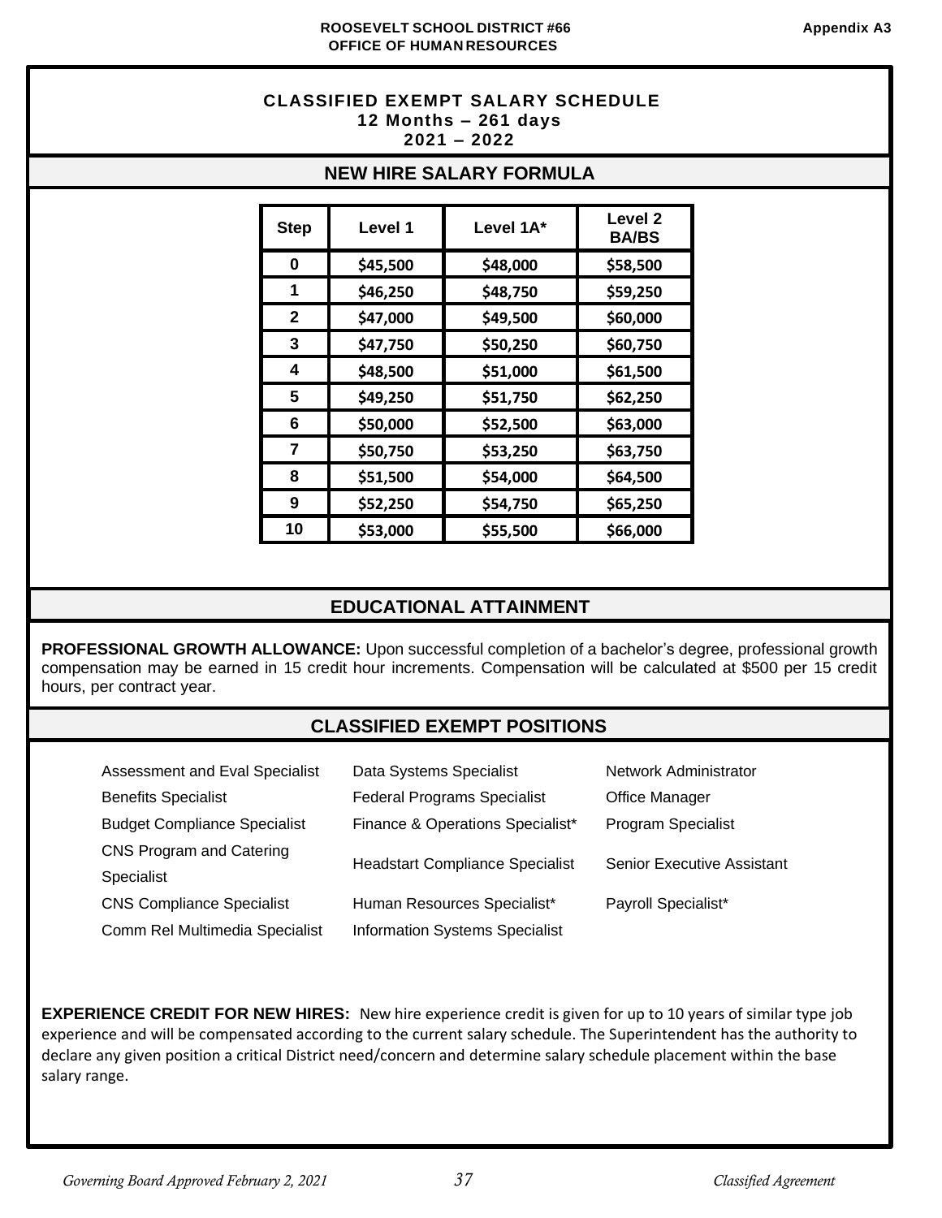ROOSEVELT SCHOOL DISTRICT #66
OFFICE OF HUMAN RESOURCES

Appendix A3

# CLASSIFIED EXEMPT SALARY SCHEDULE
**12 Months – 261 days**
**2021 – 2022**

## NEW HIRE SALARY FORMULA

| Step | Level 1 | Level 1A* | Level 2 BA/BS |
|---|---|---|---|
| 0 | $45,500 | $48,000 | $58,500 |
| 1 | $46,250 | $48,750 | $59,250 |
| 2 | $47,000 | $49,500 | $60,000 |
| 3 | $47,750 | $50,250 | $60,750 |
| 4 | $48,500 | $51,000 | $61,500 |
| 5 | $49,250 | $51,750 | $62,250 |
| 6 | $50,000 | $52,500 | $63,000 |
| 7 | $50,750 | $53,250 | $63,750 |
| 8 | $51,500 | $54,000 | $64,500 |
| 9 | $52,250 | $54,750 | $65,250 |
| 10 | $53,000 | $55,500 | $66,000 |

## EDUCATIONAL ATTAINMENT

**PROFESSIONAL GROWTH ALLOWANCE:** Upon successful completion of a bachelor's degree, professional growth compensation may be earned in 15 credit hour increments. Compensation will be calculated at $500 per 15 credit hours, per contract year.

## CLASSIFIED EXEMPT POSITIONS

- Assessment and Eval Specialist
- Benefits Specialist
- Budget Compliance Specialist
- CNS Program and Catering Specialist
- CNS Compliance Specialist
- Comm Rel Multimedia Specialist
- Data Systems Specialist
- Federal Programs Specialist
- Finance & Operations Specialist*
- Headstart Compliance Specialist
- Human Resources Specialist*
- Information Systems Specialist
- Network Administrator
- Office Manager
- Program Specialist
- Senior Executive Assistant
- Payroll Specialist*

**EXPERIENCE CREDIT FOR NEW HIRES:** New hire experience credit is given for up to 10 years of similar type job experience and will be compensated according to the current salary schedule. The Superintendent has the authority to declare any given position a critical District need/concern and determine salary schedule placement within the base salary range.

*Governing Board Approved February 2, 2021* *Classified Agreement*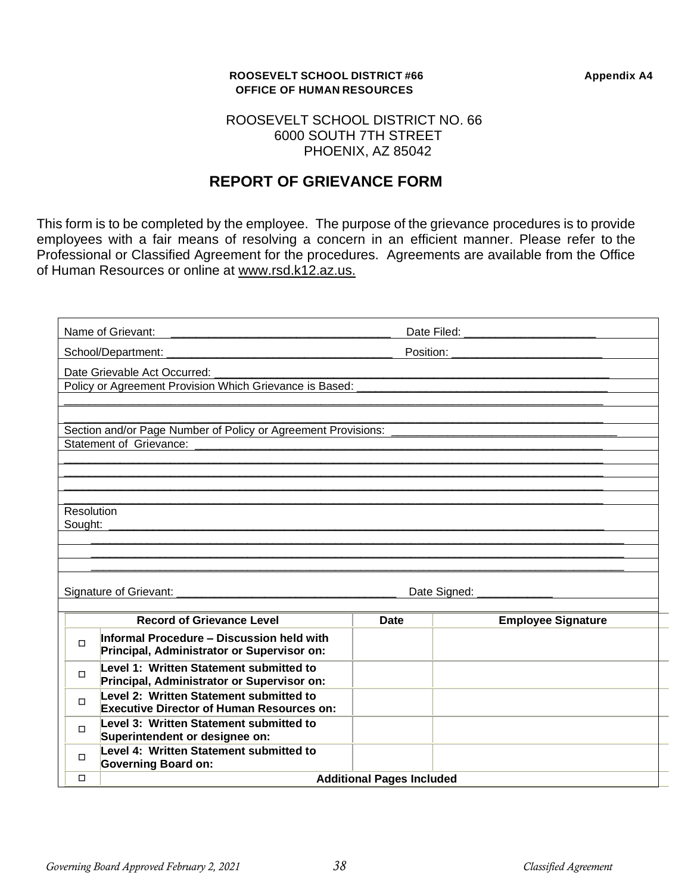**ROOSEVELT SCHOOL DISTRICT #66**
**OFFICE OF HUMAN RESOURCES**

**Appendix A4**

ROOSEVELT SCHOOL DISTRICT NO. 66
6000 SOUTH 7TH STREET
PHOENIX, AZ 85042

## REPORT OF GRIEVANCE FORM

This form is to be completed by the employee. The purpose of the grievance procedures is to provide employees with a fair means of resolving a concern in an efficient manner. Please refer to the Professional or Classified Agreement for the procedures. Agreements are available from the Office of Human Resources or online at www.rsd.k12.az.us.

Name of Grievant: ______________________________ Date Filed: ____________________

School/Department: ______________________________ Position: ______________________

Date Grievable Act Occurred: ______________________________________________________

Policy or Agreement Provision Which Grievance is Based: ____________________________________

______________________________________________________________________________

______________________________________________________________________________

Section and/or Page Number of Policy or Agreement Provisions: _______________________________

Statement of Grievance: ________________________________________________________

______________________________________________________________________________

______________________________________________________________________________

______________________________________________________________________________

______________________________________________________________________________

Resolution
Sought: ______________________________________________________________________

______________________________________________________________________________

______________________________________________________________________________

______________________________________________________________________________

Signature of Grievant: ______________________________ Date Signed: ___________

| | Record of Grievance Level | Date | Employee Signature |
|---|---|---|---|
| ☐ | **Informal Procedure – Discussion held with Principal, Administrator or Supervisor on:** | | |
| ☐ | **Level 1: Written Statement submitted to Principal, Administrator or Supervisor on:** | | |
| ☐ | **Level 2: Written Statement submitted to Executive Director of Human Resources on:** | | |
| ☐ | **Level 3: Written Statement submitted to Superintendent or designee on:** | | |
| ☐ | **Level 4: Written Statement submitted to Governing Board on:** | | |
| ☐ | **Additional Pages Included** | | |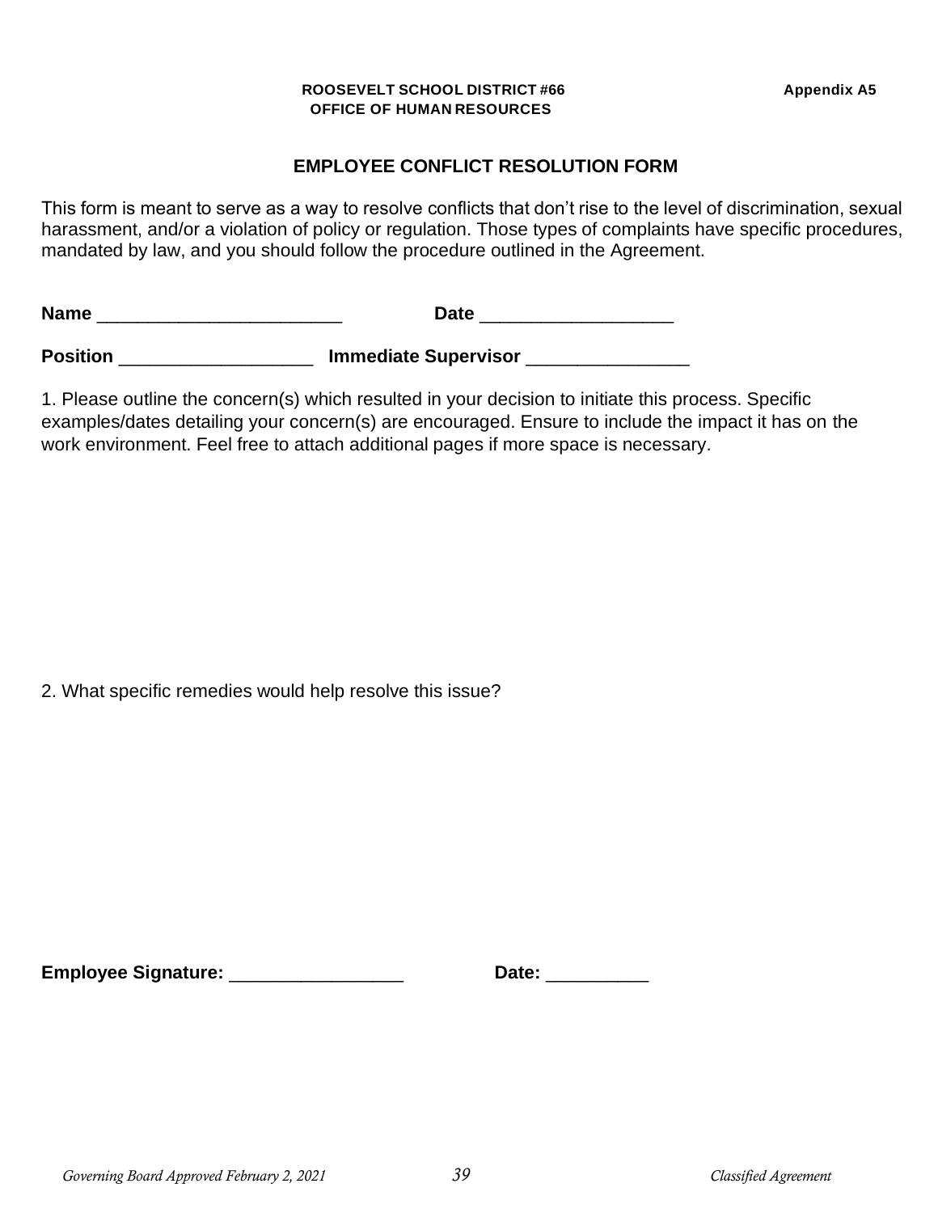**ROOSEVELT SCHOOL DISTRICT #66**
**OFFICE OF HUMAN RESOURCES**

**Appendix A5**

## EMPLOYEE CONFLICT RESOLUTION FORM

This form is meant to serve as a way to resolve conflicts that don't rise to the level of discrimination, sexual harassment, and/or a violation of policy or regulation. Those types of complaints have specific procedures, mandated by law, and you should follow the procedure outlined in the Agreement.

**Name** ________________________ **Date** ___________________

**Position** ___________________ **Immediate Supervisor** ________________

1. Please outline the concern(s) which resulted in your decision to initiate this process. Specific examples/dates detailing your concern(s) are encouraged. Ensure to include the impact it has on the work environment. Feel free to attach additional pages if more space is necessary.

2. What specific remedies would help resolve this issue?

**Employee Signature:** _________________ **Date:** __________